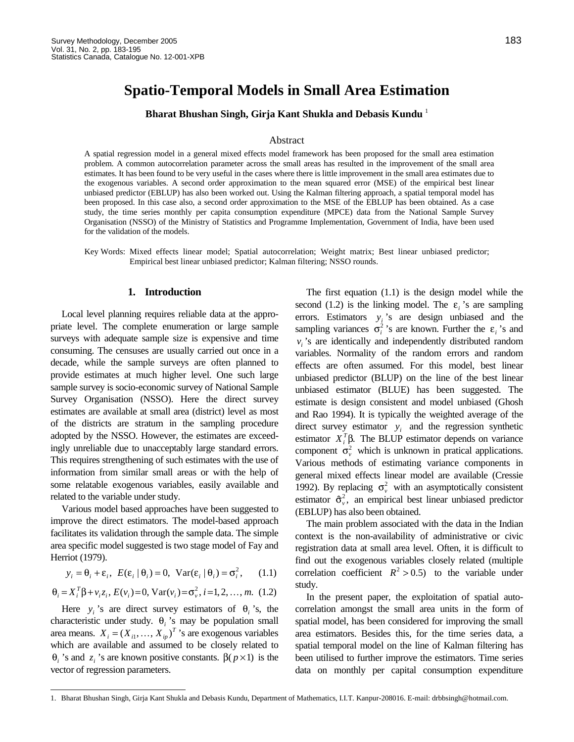# Spatio-Temporal Models in Small Area Estimation

**Bharat Bhushan Singh, Girja Kant Shukla and Debasis Kundu** [1]

## Abstract

A spatial regression model in a general mixed effects model framework has been proposed for the small area estimation problem. A common autocorrelation parameter across the small areas has resulted in the improvement of the small area estimates. It has been found to be very useful in the cases where there is little improvement in the small area estimates due to the exogenous variables. A second order approximation to the mean squared error (MSE) of the empirical best linear unbiased predictor (EBLUP) has also been worked out. Using the Kalman filtering approach, a spatial temporal model has been proposed. In this case also, a second order approximation to the MSE of the EBLUP has been obtained. As a case study, the time series monthly per capita consumption expenditure (MPCE) data from the National Sample Survey Organisation (NSSO) of the Ministry of Statistics and Programme Implementation, Government of India, have been used for the validation of the models.

Key Words: Mixed effects linear model; Spatial autocorrelation; Weight matrix; Best linear unbiased predictor; Empirical best linear unbiased predictor; Kalman filtering; NSSO rounds.

## 1. Introduction

Local level planning requires reliable data at the appropriate level. The complete enumeration or large sample surveys with adequate sample size is expensive and time consuming. The censuses are usually carried out once in a decade, while the sample surveys are often planned to provide estimates at much higher level. One such large sample survey is socio-economic survey of National Sample Survey Organisation (NSSO). Here the direct survey estimates are available at small area (district) level as most of the districts are stratum in the sampling procedure adopted by the NSSO. However, the estimates are exceedingly unreliable due to unacceptably large standard errors. This requires strengthening of such estimates with the use of information from similar small areas or with the help of some relatable exogenous variables, easily available and related to the variable under study.

Various model based approaches have been suggested to improve the direct estimators. The model-based approach facilitates its validation through the sample data. The simple area specific model suggested is two stage model of Fay and Herriot (1979).

$$y_i = \theta_i + \varepsilon_i,\ E(\varepsilon_i \mid \theta_i) = 0,\ \mathrm{Var}(\varepsilon_i \mid \theta_i) = \sigma_i^2, \quad (1.1)$$

$$\theta_i = X_i^T\beta + v_i z_i,\ E(v_i) = 0,\ \mathrm{Var}(v_i) = \sigma_v^2,\ i = 1, 2, \ldots, m. \quad (1.2)$$

Here $y_i$'s are direct survey estimators of $\theta_i$'s, the characteristic under study. $\theta_i$'s may be population small area means. $X_i = (X_{i1}, \ldots, X_{ip})^T$'s are exogenous variables which are available and assumed to be closely related to $\theta_i$'s and $z_i$'s are known positive constants. $\beta(p \times 1)$ is the vector of regression parameters.

The first equation (1.1) is the design model while the second (1.2) is the linking model. The $\varepsilon_i$'s are sampling errors. Estimators $y_i$'s are design unbiased and the sampling variances $\sigma_i^2$'s are known. Further the $\varepsilon_i$'s and $v_i$'s are identically and independently distributed random variables. Normality of the random errors and random effects are often assumed. For this model, best linear unbiased predictor (BLUP) on the line of the best linear unbiased estimator (BLUE) has been suggested. The estimate is design consistent and model unbiased (Ghosh and Rao 1994). It is typically the weighted average of the direct survey estimator $y_i$ and the regression synthetic estimator $X_i^T\beta$. The BLUP estimator depends on variance component $\sigma_v^2$ which is unknown in pratical applications. Various methods of estimating variance components in general mixed effects linear model are available (Cressie 1992). By replacing $\sigma_v^2$ with an asymptotically consistent estimator $\hat{\sigma}_v^2$, an empirical best linear unbiased predictor (EBLUP) has also been obtained.

The main problem associated with the data in the Indian context is the non-availability of administrative or civic registration data at small area level. Often, it is difficult to find out the exogenous variables closely related (multiple correlation coefficient $R^2 > 0.5$) to the variable under study.

In the present paper, the exploitation of spatial autocorrelation amongst the small area units in the form of spatial model, has been considered for improving the small area estimators. Besides this, for the time series data, a spatial temporal model on the line of Kalman filtering has been utilised to further improve the estimators. Time series data on monthly per capital consumption expenditure

---

1. Bharat Bhushan Singh, Girja Kant Shukla and Debasis Kundu, Department of Mathematics, I.I.T. Kanpur-208016. E-mail: drbbsingh@hotmail.com.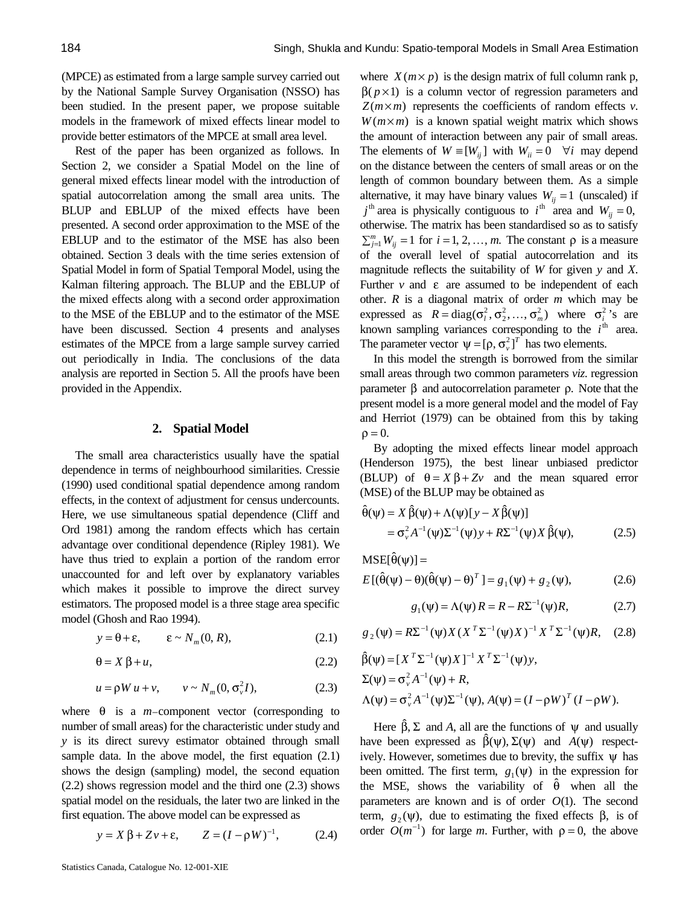(MPCE) as estimated from a large sample survey carried out by the National Sample Survey Organisation (NSSO) has been studied. In the present paper, we propose suitable models in the framework of mixed effects linear model to provide better estimators of the MPCE at small area level.

Rest of the paper has been organized as follows. In Section 2, we consider a Spatial Model on the line of general mixed effects linear model with the introduction of spatial autocorrelation among the small area units. The BLUP and EBLUP of the mixed effects have been presented. A second order approximation to the MSE of the EBLUP and to the estimator of the MSE has also been obtained. Section 3 deals with the time series extension of Spatial Model in form of Spatial Temporal Model, using the Kalman filtering approach. The BLUP and the EBLUP of the mixed effects along with a second order approximation to the MSE of the EBLUP and to the estimator of the MSE have been discussed. Section 4 presents and analyses estimates of the MPCE from a large sample survey carried out periodically in India. The conclusions of the data analysis are reported in Section 5. All the proofs have been provided in the Appendix.

## 2. Spatial Model

The small area characteristics usually have the spatial dependence in terms of neighbourhood similarities. Cressie (1990) used conditional spatial dependence among random effects, in the context of adjustment for census undercounts. Here, we use simultaneous spatial dependence (Cliff and Ord 1981) among the random effects which has certain advantage over conditional dependence (Ripley 1981). We have thus tried to explain a portion of the random error unaccounted for and left over by explanatory variables which makes it possible to improve the direct survey estimators. The proposed model is a three stage area specific model (Ghosh and Rao 1994).

$$y = \theta + \varepsilon, \qquad \varepsilon \sim N_m(0, R), \tag{2.1}$$

$$\theta = X\beta + u, \tag{2.2}$$

$$u = \rho W u + v, \qquad v \sim N_m(0, \sigma_v^2 I), \tag{2.3}$$

where $\theta$ is a $m$–component vector (corresponding to number of small areas) for the characteristic under study and $y$ is its direct surevy estimator obtained through small sample data. In the above model, the first equation (2.1) shows the design (sampling) model, the second equation (2.2) shows regression model and the third one (2.3) shows spatial model on the residuals, the later two are linked in the first equation. The above model can be expressed as

$$y = X\beta + Zv + \varepsilon, \qquad Z = (I - \rho W)^{-1}, \tag{2.4}$$

where $X(m \times p)$ is the design matrix of full column rank p, $\beta(p \times 1)$ is a column vector of regression parameters and $Z(m \times m)$ represents the coefficients of random effects $v$. $W(m \times m)$ is a known spatial weight matrix which shows the amount of interaction between any pair of small areas. The elements of $W \equiv [W_{ij}]$ with $W_{ii} = 0 \quad \forall i$ may depend on the distance between the centers of small areas or on the length of common boundary between them. As a simple alternative, it may have binary values $W_{ij} = 1$ (unscaled) if $j^{\text{th}}$ area is physically contiguous to $i^{\text{th}}$ area and $W_{ij} = 0$, otherwise. The matrix has been standardised so as to satisfy $\sum_{j=1}^{m} W_{ij} = 1$ for $i = 1, 2, \ldots, m$. The constant $\rho$ is a measure of the overall level of spatial autocorrelation and its magnitude reflects the suitability of $W$ for given $y$ and $X$. Further $v$ and $\varepsilon$ are assumed to be independent of each other. $R$ is a diagonal matrix of order $m$ which may be expressed as $R = \text{diag}(\sigma_l^2, \sigma_2^2, \ldots, \sigma_m^2)$ where $\sigma_i^2$'s are known sampling variances corresponding to the $i^{\text{th}}$ area. The parameter vector $\psi = [\rho, \sigma_v^2]^T$ has two elements.

In this model the strength is borrowed from the similar small areas through two common parameters *viz.* regression parameter $\beta$ and autocorrelation parameter $\rho$. Note that the present model is a more general model and the model of Fay and Herriot (1979) can be obtained from this by taking $\rho = 0$.

By adopting the mixed effects linear model approach (Henderson 1975), the best linear unbiased predictor (BLUP) of $\theta = X\beta + Zv$ and the mean squared error (MSE) of the BLUP may be obtained as

$$\begin{aligned}\hat{\theta}(\psi) &= X\hat{\beta}(\psi) + \Lambda(\psi)[y - X\hat{\beta}(\psi)] \\ &= \sigma_v^2 A^{-1}(\psi)\Sigma^{-1}(\psi)y + R\Sigma^{-1}(\psi)X\hat{\beta}(\psi),\end{aligned} \tag{2.5}$$

$$\text{MSE}[\hat{\theta}(\psi)] =$$
$$E[(\hat{\theta}(\psi) - \theta)(\hat{\theta}(\psi) - \theta)^T] = g_1(\psi) + g_2(\psi), \tag{2.6}$$

$$g_1(\psi) = \Lambda(\psi)R = R - R\Sigma^{-1}(\psi)R, \tag{2.7}$$

$$g_2(\psi) = R\Sigma^{-1}(\psi)X(X^T\Sigma^{-1}(\psi)X)^{-1}X^T\Sigma^{-1}(\psi)R, \tag{2.8}$$

$$\hat{\beta}(\psi) = [X^T\Sigma^{-1}(\psi)X]^{-1}X^T\Sigma^{-1}(\psi)y,$$
$$\Sigma(\psi) = \sigma_v^2 A^{-1}(\psi) + R,$$
$$\Lambda(\psi) = \sigma_v^2 A^{-1}(\psi)\Sigma^{-1}(\psi),\ A(\psi) = (I - \rho W)^T(I - \rho W).$$

Here $\hat{\beta}, \Sigma$ and $A$, all are the functions of $\psi$ and usually have been expressed as $\hat{\beta}(\psi), \Sigma(\psi)$ and $A(\psi)$ respectively. However, sometimes due to brevity, the suffix $\psi$ has been omitted. The first term, $g_1(\psi)$ in the expression for the MSE, shows the variability of $\hat{\theta}$ when all the parameters are known and is of order $O(1)$. The second term, $g_2(\psi)$, due to estimating the fixed effects $\beta$, is of order $O(m^{-1})$ for large $m$. Further, with $\rho = 0$, the above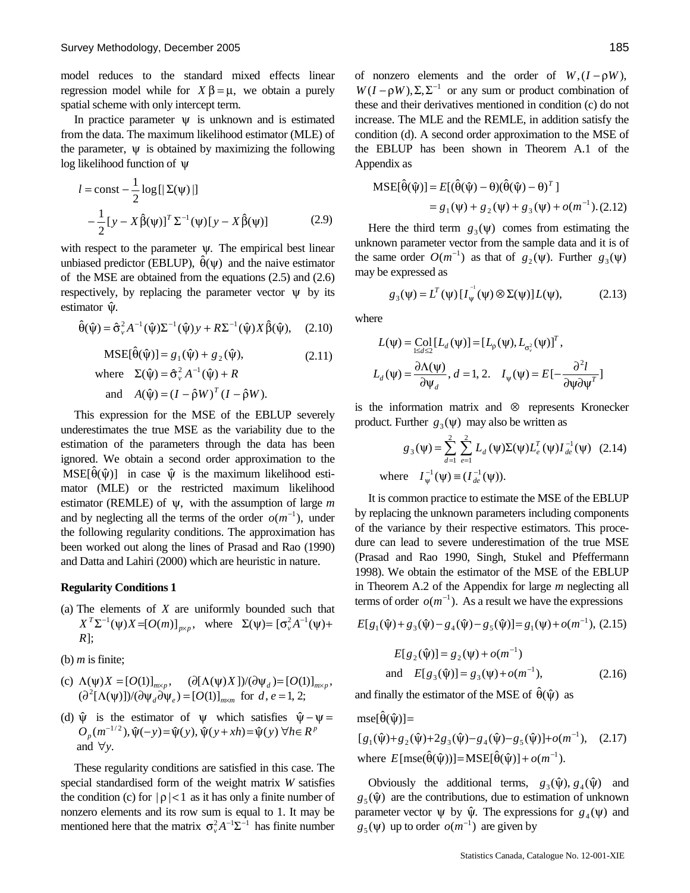model reduces to the standard mixed effects linear regression model while for $X\beta = \mu$, we obtain a purely spatial scheme with only intercept term.

In practice parameter $\psi$ is unknown and is estimated from the data. The maximum likelihood estimator (MLE) of the parameter, $\psi$ is obtained by maximizing the following log likelihood function of $\psi$

$$l = \text{const} - \frac{1}{2}\log[|\Sigma(\psi)|] - \frac{1}{2}[y - X\hat{\beta}(\psi)]^T \Sigma^{-1}(\psi)[y - X\hat{\beta}(\psi)] \quad (2.9)$$

with respect to the parameter $\psi$. The empirical best linear unbiased predictor (EBLUP), $\hat{\theta}(\psi)$ and the naive estimator of the MSE are obtained from the equations (2.5) and (2.6) respectively, by replacing the parameter vector $\psi$ by its estimator $\hat{\psi}$.

$$\hat{\theta}(\hat{\psi}) = \hat{\sigma}_v^2 A^{-1}(\hat{\psi})\Sigma^{-1}(\hat{\psi})y + R\Sigma^{-1}(\hat{\psi})X\hat{\beta}(\hat{\psi}), \quad (2.10)$$

$$\text{MSE}[\hat{\theta}(\hat{\psi})] = g_1(\hat{\psi}) + g_2(\hat{\psi}), \quad (2.11)$$

$$\text{where} \quad \Sigma(\hat{\psi}) = \hat{\sigma}_v^2 A^{-1}(\hat{\psi}) + R$$

$$\text{and} \quad A(\hat{\psi}) = (I - \hat{\rho}W)^T(I - \hat{\rho}W).$$

This expression for the MSE of the EBLUP severely underestimates the true MSE as the variability due to the estimation of the parameters through the data has been ignored. We obtain a second order approximation to the $\text{MSE}[\hat{\theta}(\hat{\psi})]$ in case $\hat{\psi}$ is the maximum likelihood estimator (MLE) or the restricted maximum likelihood estimator (REMLE) of $\psi$, with the assumption of large $m$ and by neglecting all the terms of the order $o(m^{-1})$, under the following regularity conditions. The approximation has been worked out along the lines of Prasad and Rao (1990) and Datta and Lahiri (2000) which are heuristic in nature.

**Regularity Conditions 1**

(a) The elements of $X$ are uniformly bounded such that $X^T\Sigma^{-1}(\psi)X = [O(m)]_{p\times p}$, where $\Sigma(\psi) = [\sigma_v^2 A^{-1}(\psi) + R]$;

(b) $m$ is finite;

(c) $\Lambda(\psi)X = [O(1)]_{m\times p}$, $(\partial[\Lambda(\psi)X])/(\partial\psi_d) = [O(1)]_{m\times p}$, $(\partial^2[\Lambda(\psi)])/(\partial\psi_d\partial\psi_e) = [O(1)]_{m\times m}$ for $d, e = 1, 2$;

(d) $\hat{\psi}$ is the estimator of $\psi$ which satisfies $\hat{\psi} - \psi = O_p(m^{-1/2})$, $\hat{\psi}(-y) = \hat{\psi}(y)$, $\hat{\psi}(y + xh) = \hat{\psi}(y)$ $\forall h \in R^p$ and $\forall y$.

These regularity conditions are satisfied in this case. The special standardised form of the weight matrix $W$ satisfies the condition (c) for $|\rho| < 1$ as it has only a finite number of nonzero elements and its row sum is equal to 1. It may be mentioned here that the matrix $\sigma_v^2 A^{-1}\Sigma^{-1}$ has finite number of nonzero elements and the order of $W, (I - \rho W)$, $W(I - \rho W), \Sigma, \Sigma^{-1}$ or any sum or product combination of these and their derivatives mentioned in condition (c) do not increase. The MLE and the REMLE, in addition satisfy the condition (d). A second order approximation to the MSE of the EBLUP has been shown in Theorem A.1 of the Appendix as

$$\text{MSE}[\hat{\theta}(\hat{\psi})] = E[(\hat{\theta}(\hat{\psi}) - \theta)(\hat{\theta}(\hat{\psi}) - \theta)^T] = g_1(\psi) + g_2(\psi) + g_3(\psi) + o(m^{-1}). \quad (2.12)$$

Here the third term $g_3(\psi)$ comes from estimating the unknown parameter vector from the sample data and it is of the same order $O(m^{-1})$ as that of $g_2(\psi)$. Further $g_3(\psi)$ may be expressed as

$$g_3(\psi) = L^T(\psi)[I_\psi^{-1}(\psi) \otimes \Sigma(\psi)]L(\psi), \quad (2.13)$$

where

$$L(\psi) = \underset{1\le d\le 2}{\text{Col}}[L_d(\psi)] = [L_\rho(\psi), L_{\sigma_v^2}(\psi)]^T,$$

$$L_d(\psi) = \frac{\partial\Lambda(\psi)}{\partial\psi_d}, \; d = 1, 2. \quad I_\psi(\psi) = E[-\frac{\partial^2 l}{\partial\psi\partial\psi^T}]$$

is the information matrix and $\otimes$ represents Kronecker product. Further $g_3(\psi)$ may also be written as

$$g_3(\psi) = \sum_{d=1}^{2}\sum_{e=1}^{2} L_d(\psi)\Sigma(\psi)L_e^T(\psi)I_{de}^{-1}(\psi) \quad (2.14)$$

$$\text{where} \quad I_\psi^{-1}(\psi) \equiv (I_{de}^{-1}(\psi)).$$

It is common practice to estimate the MSE of the EBLUP by replacing the unknown parameters including components of the variance by their respective estimators. This procedure can lead to severe underestimation of the true MSE (Prasad and Rao 1990, Singh, Stukel and Pfeffermann 1998). We obtain the estimator of the MSE of the EBLUP in Theorem A.2 of the Appendix for large $m$ neglecting all terms of order $o(m^{-1})$. As a result we have the expressions

$$E[g_1(\hat{\psi}) + g_3(\hat{\psi}) - g_4(\hat{\psi}) - g_5(\hat{\psi})] = g_1(\psi) + o(m^{-1}), \quad (2.15)$$

$$E[g_2(\hat{\psi})] = g_2(\psi) + o(m^{-1})$$

$$\text{and} \quad E[g_3(\hat{\psi})] = g_3(\psi) + o(m^{-1}), \quad (2.16)$$

and finally the estimator of the MSE of $\hat{\theta}(\hat{\psi})$ as

$$\text{mse}[\hat{\theta}(\hat{\psi})] = [g_1(\hat{\psi}) + g_2(\hat{\psi}) + 2g_3(\hat{\psi}) - g_4(\hat{\psi}) - g_5(\hat{\psi})] + o(m^{-1}), \quad (2.17)$$

where $E[\text{mse}(\hat{\theta}(\hat{\psi}))] = \text{MSE}[\hat{\theta}(\hat{\psi})] + o(m^{-1})$.

Obviously the additional terms, $g_3(\hat{\psi}), g_4(\hat{\psi})$ and $g_5(\hat{\psi})$ are the contributions, due to estimation of unknown parameter vector $\psi$ by $\hat{\psi}$. The expressions for $g_4(\psi)$ and $g_5(\psi)$ up to order $o(m^{-1})$ are given by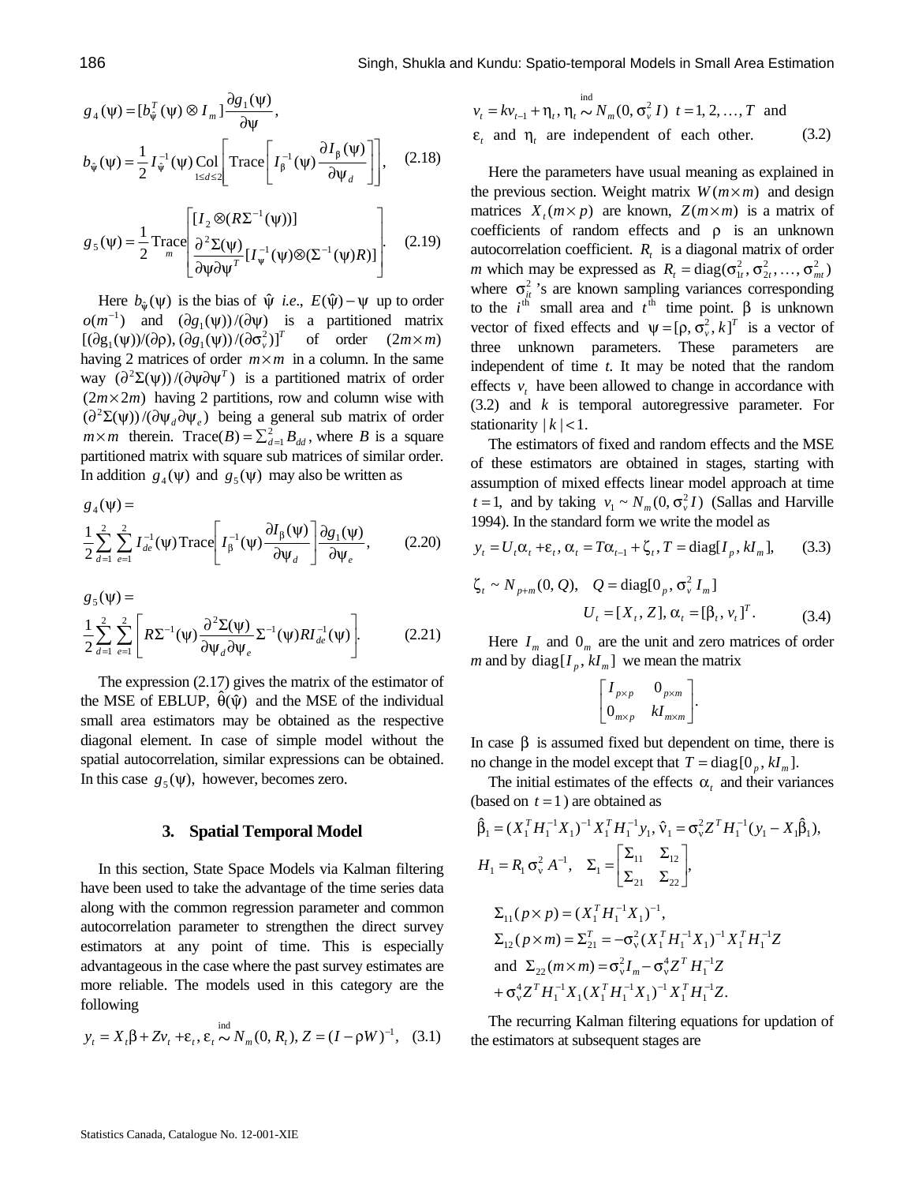$$g_4(\psi) = [b_\psi^T(\psi) \otimes I_m] \frac{\partial g_1(\psi)}{\partial \psi},$$

$$b_{\hat{\psi}}(\psi) = \frac{1}{2} I_{\hat{\psi}}^{-1}(\psi) \underset{1 \le d \le 2}{\text{Col}} \left[ \text{Trace}\left[ I_\beta^{-1}(\psi) \frac{\partial I_\beta(\psi)}{\partial \psi_d} \right] \right], \quad (2.18)$$

$$g_5(\psi) = \frac{1}{2} \underset{m}{\text{Trace}} \begin{bmatrix} [I_2 \otimes (R\Sigma^{-1}(\psi))] \\ \dfrac{\partial^2 \Sigma(\psi)}{\partial \psi \partial \psi^T} [I_\Psi^{-1}(\psi) \otimes (\Sigma^{-1}(\psi) R)] \end{bmatrix}. \quad (2.19)$$

Here $b_\psi(\psi)$ is the bias of $\hat{\psi}$ *i.e.*, $E(\hat{\psi}) - \psi$ up to order $o(m^{-1})$ and $(\partial g_1(\psi))/(\partial \psi)$ is a partitioned matrix $[(\partial g_1(\psi))/(\partial \rho), (\partial g_1(\psi))/(\partial \sigma_v^2)]^T$ of order $(2m \times m)$ having 2 matrices of order $m \times m$ in a column. In the same way $(\partial^2 \Sigma(\psi))/(\partial \psi \partial \psi^T)$ is a partitioned matrix of order $(2m \times 2m)$ having 2 partitions, row and column wise with $(\partial^2 \Sigma(\psi))/(\partial \psi_d \partial \psi_e)$ being a general sub matrix of order $m \times m$ therein. $\text{Trace}(B) = \sum_{d=1}^2 B_{dd}$, where $B$ is a square partitioned matrix with square sub matrices of similar order. In addition $g_4(\psi)$ and $g_5(\psi)$ may also be written as

$$g_4(\psi) = \frac{1}{2} \sum_{d=1}^{2} \sum_{e=1}^{2} I_{de}^{-1}(\psi) \text{Trace}\left[ I_\beta^{-1}(\psi) \frac{\partial I_\beta(\psi)}{\partial \psi_d} \right] \frac{\partial g_1(\psi)}{\partial \psi_e}, \quad (2.20)$$

$$g_5(\psi) = \frac{1}{2} \sum_{d=1}^{2} \sum_{e=1}^{2} \left[ R\Sigma^{-1}(\psi) \frac{\partial^2 \Sigma(\psi)}{\partial \psi_d \partial \psi_e} \Sigma^{-1}(\psi) R I_{de}^{-1}(\psi) \right]. \quad (2.21)$$

The expression (2.17) gives the matrix of the estimator of the MSE of EBLUP, $\hat{\theta}(\hat{\psi})$ and the MSE of the individual small area estimators may be obtained as the respective diagonal element. In case of simple model without the spatial autocorrelation, similar expressions can be obtained. In this case $g_5(\psi)$, however, becomes zero.

### 3. Spatial Temporal Model

In this section, State Space Models via Kalman filtering have been used to take the advantage of the time series data along with the common regression parameter and common autocorrelation parameter to strengthen the direct survey estimators at any point of time. This is especially advantageous in the case where the past survey estimates are more reliable. The models used in this category are the following

$$y_t = X_t \beta + Z v_t + \varepsilon_t, \ \varepsilon_t \overset{\text{ind}}{\sim} N_m(0, R_t), \ Z = (I - \rho W)^{-1}, \quad (3.1)$$

$$v_t = k v_{t-1} + \eta_t, \ \eta_t \overset{\text{ind}}{\sim} N_m(0, \sigma_v^2 I) \ \ t = 1, 2, \ldots, T \ \text{ and}$$
$\varepsilon_t$ and $\eta_t$ are independent of each other. (3.2)

Here the parameters have usual meaning as explained in the previous section. Weight matrix $W(m \times m)$ and design matrices $X_t(m \times p)$ are known, $Z(m \times m)$ is a matrix of coefficients of random effects and $\rho$ is an unknown autocorrelation coefficient. $R_t$ is a diagonal matrix of order $m$ which may be expressed as $R_t = \text{diag}(\sigma_{1t}^2, \sigma_{2t}^2, \ldots, \sigma_{mt}^2)$ where $\sigma_{it}^2$ 's are known sampling variances corresponding to the $i^{\text{th}}$ small area and $t^{\text{th}}$ time point. $\beta$ is unknown vector of fixed effects and $\psi = [\rho, \sigma_v^2, k]^T$ is a vector of three unknown parameters. These parameters are independent of time *t*. It may be noted that the random effects $v_t$ have been allowed to change in accordance with (3.2) and $k$ is temporal autoregressive parameter. For stationarity $|k| < 1$.

The estimators of fixed and random effects and the MSE of these estimators are obtained in stages, starting with assumption of mixed effects linear model approach at time $t = 1$, and by taking $v_1 \sim N_m(0, \sigma_v^2 I)$ (Sallas and Harville 1994). In the standard form we write the model as

$$y_t = U_t \alpha_t + \varepsilon_t, \ \alpha_t = T \alpha_{t-1} + \zeta_t, \ T = \text{diag}[I_p, k I_m], \quad (3.3)$$

$$\zeta_t \sim N_{p+m}(0, Q), \quad Q = \text{diag}[0_p, \sigma_v^2 I_m]$$
$$U_t = [X_t, Z], \ \alpha_t = [\beta_t, v_t]^T. \quad (3.4)$$

Here $I_m$ and $0_m$ are the unit and zero matrices of order $m$ and by $\text{diag}[I_p, k I_m]$ we mean the matrix

$$\begin{bmatrix} I_{p \times p} & 0_{p \times m} \\ 0_{m \times p} & k I_{m \times m} \end{bmatrix}.$$

In case $\beta$ is assumed fixed but dependent on time, there is no change in the model except that $T = \text{diag}[0_p, k I_m]$.

The initial estimates of the effects $\alpha_t$ and their variances (based on $t = 1$) are obtained as

$$\hat{\beta}_1 = (X_1^T H_1^{-1} X_1)^{-1} X_1^T H_1^{-1} y_1, \ \hat{v}_1 = \sigma_v^2 Z^T H_1^{-1}(y_1 - X_1 \hat{\beta}_1),$$

$$H_1 = R_1 \sigma_v^2 A^{-1}, \quad \Sigma_1 = \begin{bmatrix} \Sigma_{11} & \Sigma_{12} \\ \Sigma_{21} & \Sigma_{22} \end{bmatrix},$$

$$\Sigma_{11}(p \times p) = (X_1^T H_1^{-1} X_1)^{-1},$$
$$\Sigma_{12}(p \times m) = \Sigma_{21}^T = -\sigma_v^2 (X_1^T H_1^{-1} X_1)^{-1} X_1^T H_1^{-1} Z$$
$$\text{and } \ \Sigma_{22}(m \times m) = \sigma_v^2 I_m - \sigma_v^4 Z^T H_1^{-1} Z + \sigma_v^4 Z^T H_1^{-1} X_1 (X_1^T H_1^{-1} X_1)^{-1} X_1^T H_1^{-1} Z.$$

The recurring Kalman filtering equations for updation of the estimators at subsequent stages are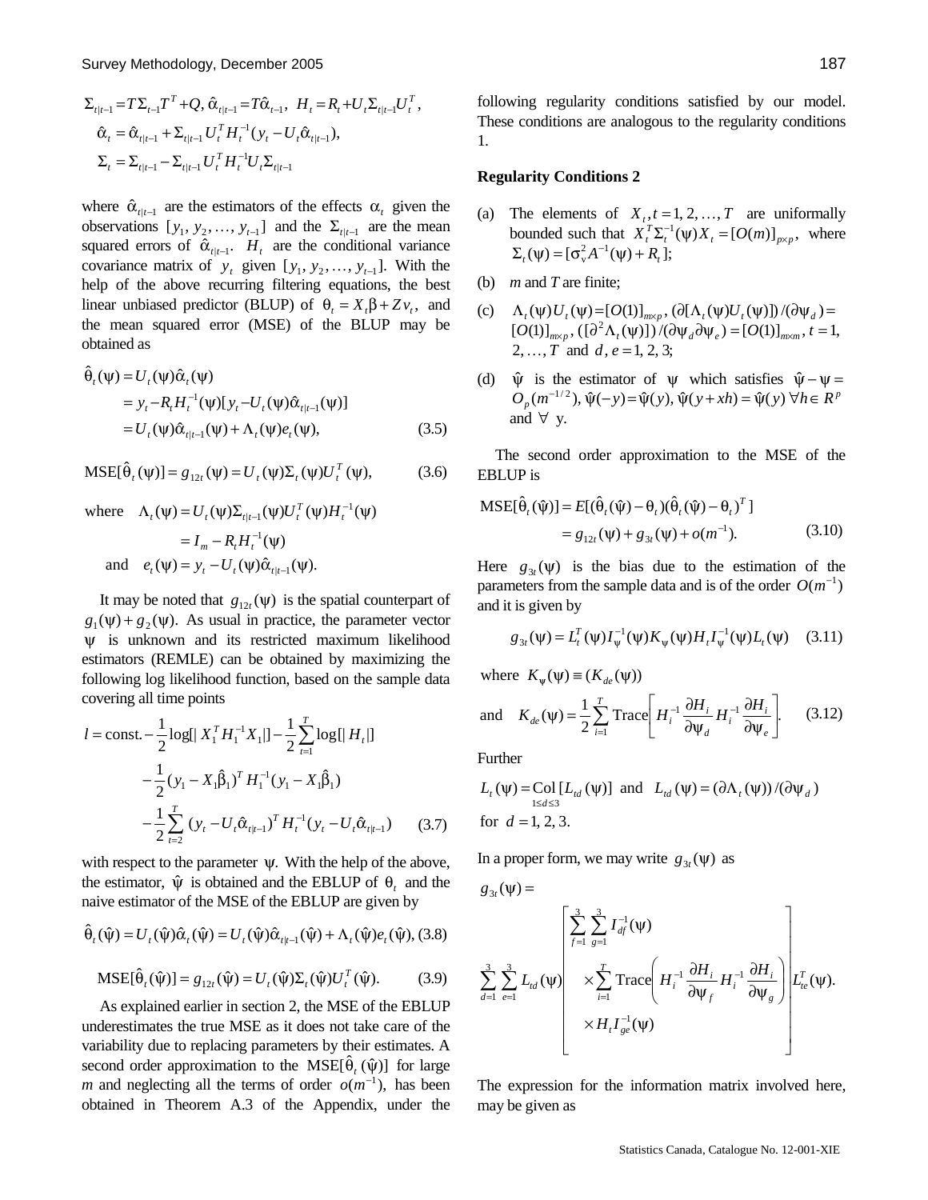$$\Sigma_{t|t-1} = T\Sigma_{t-1}T^T + Q, \ \hat{\alpha}_{t|t-1} = T\hat{\alpha}_{t-1}, \ H_t = R_t + U_t \Sigma_{t|t-1} U_t^T,$$
$$\hat{\alpha}_t = \hat{\alpha}_{t|t-1} + \Sigma_{t|t-1} U_t^T H_t^{-1} (y_t - U_t \hat{\alpha}_{t|t-1}),$$
$$\Sigma_t = \Sigma_{t|t-1} - \Sigma_{t|t-1} U_t^T H_t^{-1} U_t \Sigma_{t|t-1}$$

where $\hat{\alpha}_{t|t-1}$ are the estimators of the effects $\alpha_t$ given the observations $[y_1, y_2, \ldots, y_{t-1}]$ and the $\Sigma_{t|t-1}$ are the mean squared errors of $\hat{\alpha}_{t|t-1}$. $H_t$ are the conditional variance covariance matrix of $y_t$ given $[y_1, y_2, \ldots, y_{t-1}]$. With the help of the above recurring filtering equations, the best linear unbiased predictor (BLUP) of $\theta_t = X_t \beta + Z v_t$, and the mean squared error (MSE) of the BLUP may be obtained as

$$\begin{aligned}\hat{\theta}_t(\psi) &= U_t(\psi)\hat{\alpha}_t(\psi) \\ &= y_t - R_t H_t^{-1}(\psi)[y_t - U_t(\psi)\hat{\alpha}_{t|t-1}(\psi)] \\ &= U_t(\psi)\hat{\alpha}_{t|t-1}(\psi) + \Lambda_t(\psi)e_t(\psi),\end{aligned} \tag{3.5}$$

$$\text{MSE}[\hat{\theta}_t(\psi)] = g_{12t}(\psi) = U_t(\psi)\Sigma_t(\psi)U_t^T(\psi), \tag{3.6}$$

$$\text{where} \quad \Lambda_t(\psi) = U_t(\psi)\Sigma_{t|t-1}(\psi)U_t^T(\psi)H_t^{-1}(\psi) = I_m - R_t H_t^{-1}(\psi)$$
$$\text{and} \quad e_t(\psi) = y_t - U_t(\psi)\hat{\alpha}_{t|t-1}(\psi).$$

It may be noted that $g_{12t}(\psi)$ is the spatial counterpart of $g_1(\psi) + g_2(\psi)$. As usual in practice, the parameter vector $\psi$ is unknown and its restricted maximum likelihood estimators (REMLE) can be obtained by maximizing the following log likelihood function, based on the sample data covering all time points

$$\begin{aligned} l = \text{const.} &- \frac{1}{2}\log[|X_1^T H_1^{-1} X_1|] - \frac{1}{2}\sum_{t=1}^{T}\log[|H_t|] \\ &- \frac{1}{2}(y_1 - X_1\hat{\beta}_1)^T H_1^{-1}(y_1 - X_1\hat{\beta}_1) \\ &- \frac{1}{2}\sum_{t=2}^{T}(y_t - U_t\hat{\alpha}_{t|t-1})^T H_t^{-1}(y_t - U_t\hat{\alpha}_{t|t-1}) \end{aligned} \tag{3.7}$$

with respect to the parameter $\psi$. With the help of the above, the estimator, $\hat{\psi}$ is obtained and the EBLUP of $\theta_t$ and the naive estimator of the MSE of the EBLUP are given by

$$\hat{\theta}_t(\hat{\psi}) = U_t(\hat{\psi})\hat{\alpha}_t(\hat{\psi}) = U_t(\hat{\psi})\hat{\alpha}_{t|t-1}(\hat{\psi}) + \Lambda_t(\hat{\psi})e_t(\hat{\psi}), \tag{3.8}$$

$$\text{MSE}[\hat{\theta}_t(\hat{\psi})] = g_{12t}(\hat{\psi}) = U_t(\hat{\psi})\Sigma_t(\hat{\psi})U_t^T(\hat{\psi}). \tag{3.9}$$

As explained earlier in section 2, the MSE of the EBLUP underestimates the true MSE as it does not take care of the variability due to replacing parameters by their estimates. A second order approximation to the $\text{MSE}[\hat{\theta}_t(\hat{\psi})]$ for large $m$ and neglecting all the terms of order $o(m^{-1})$, has been obtained in Theorem A.3 of the Appendix, under the following regularity conditions satisfied by our model. These conditions are analogous to the regularity conditions 1.

**Regularity Conditions 2**

(a) The elements of $X_t, t = 1, 2, \ldots, T$ are uniformly bounded such that $X_t^T \Sigma_t^{-1}(\psi) X_t = [O(m)]_{p \times p}$, where $\Sigma_t(\psi) = [\sigma_v^2 A^{-1}(\psi) + R_t]$;

(b) $m$ and $T$ are finite;

(c) $\Lambda_t(\psi)U_t(\psi) = [O(1)]_{m \times p}$, $(\partial[\Lambda_t(\psi)U_t(\psi)])/(\partial\psi_d) = [O(1)]_{m \times p}$, $([\partial^2 \Lambda_t(\psi)])/(\partial\psi_d \partial\psi_e) = [O(1)]_{m \times m}$, $t = 1, 2, \ldots, T$ and $d, e = 1, 2, 3$;

(d) $\hat{\psi}$ is the estimator of $\psi$ which satisfies $\hat{\psi} - \psi = O_p(m^{-1/2})$, $\hat{\psi}(-y) = \hat{\psi}(y)$, $\hat{\psi}(y + xh) = \hat{\psi}(y)\ \forall h \in R^p$ and $\forall$ y.

The second order approximation to the MSE of the EBLUP is

$$\begin{aligned}\text{MSE}[\hat{\theta}_t(\hat{\psi})] &= E[(\hat{\theta}_t(\hat{\psi}) - \theta_t)(\hat{\theta}_t(\hat{\psi}) - \theta_t)^T] \\ &= g_{12t}(\psi) + g_{3t}(\psi) + o(m^{-1}).\end{aligned} \tag{3.10}$$

Here $g_{3t}(\psi)$ is the bias due to the estimation of the parameters from the sample data and is of the order $O(m^{-1})$ and it is given by

$$g_{3t}(\psi) = L_t^T(\psi) I_\psi^{-1}(\psi) K_\psi(\psi) H_t I_\psi^{-1}(\psi) L_t(\psi) \tag{3.11}$$

where $K_\psi(\psi) \equiv (K_{de}(\psi))$

$$\text{and} \quad K_{de}(\psi) = \frac{1}{2}\sum_{i=1}^{T}\text{Trace}\left[H_i^{-1}\frac{\partial H_i}{\partial\psi_d}H_i^{-1}\frac{\partial H_i}{\partial\psi_e}\right]. \tag{3.12}$$

Further

$$L_t(\psi) = \underset{1 \le d \le 3}{\text{Col}}[L_{td}(\psi)] \ \text{and} \ L_{td}(\psi) = (\partial\Lambda_t(\psi))/(\partial\psi_d)$$
for $d = 1, 2, 3.$

In a proper form, we may write $g_{3t}(\psi)$ as

$$g_{3t}(\psi) = \sum_{d=1}^{3}\sum_{e=1}^{3} L_{td}(\psi)\left[\begin{array}{l}\displaystyle\sum_{f=1}^{3}\sum_{g=1}^{3} I_{df}^{-1}(\psi) \\ \displaystyle\times\sum_{i=1}^{T}\text{Trace}\left(H_i^{-1}\frac{\partial H_i}{\partial\psi_f}H_i^{-1}\frac{\partial H_i}{\partial\psi_g}\right) \\ \times H_t I_{ge}^{-1}(\psi)\end{array}\right] L_{te}^T(\psi).$$

The expression for the information matrix involved here, may be given as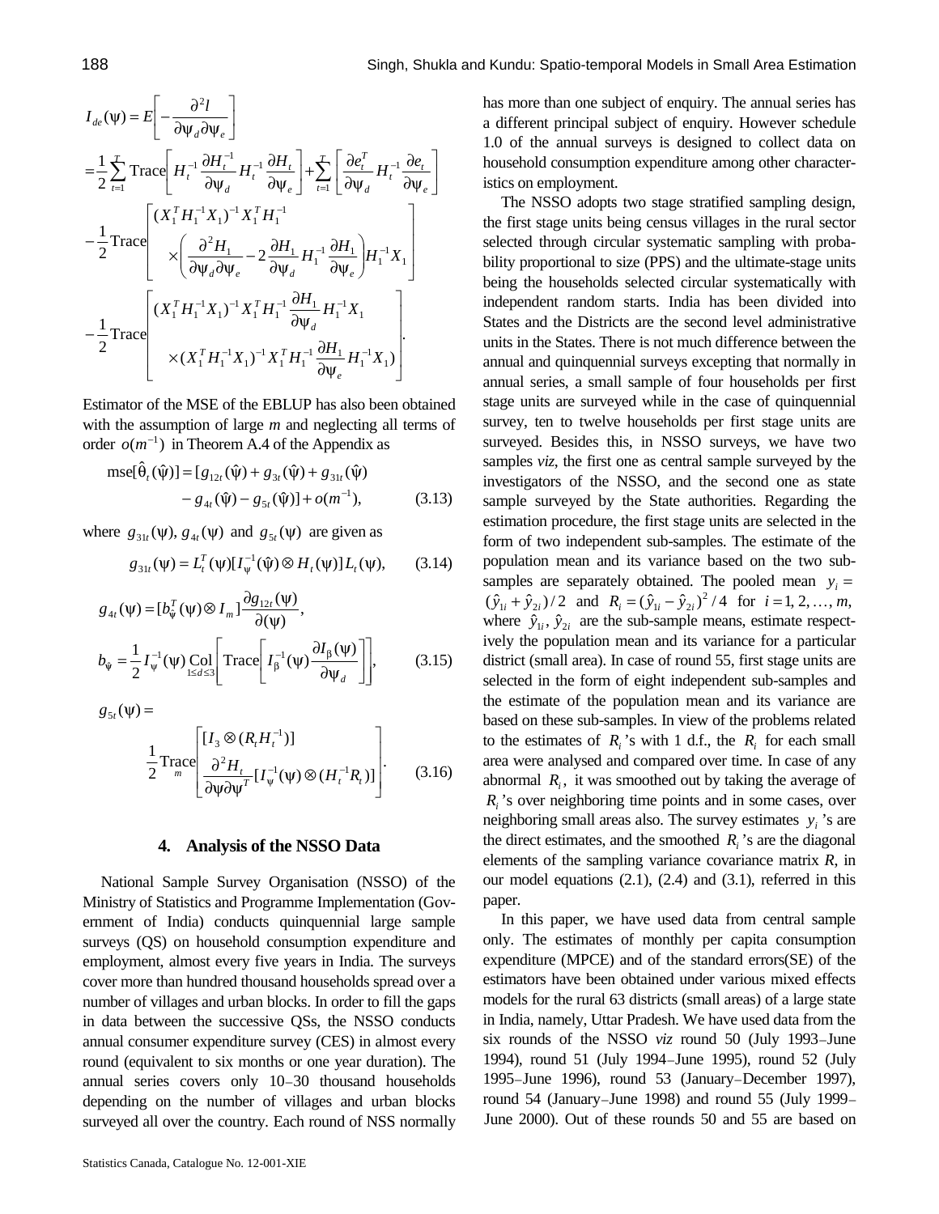$$I_{de}(\psi) = E\left[-\frac{\partial^2 l}{\partial\psi_d \partial\psi_e}\right]$$

$$= \frac{1}{2}\sum_{t=1}^{T} \text{Trace}\left[H_t^{-1}\frac{\partial H_t^{-1}}{\partial\psi_d}H_t^{-1}\frac{\partial H_t}{\partial\psi_e}\right] + \sum_{t=1}^{T}\left[\frac{\partial e_t^T}{\partial\psi_d}H_t^{-1}\frac{\partial e_t}{\partial\psi_e}\right]$$

$$-\frac{1}{2}\text{Trace}\left[\begin{array}{c}(X_1^T H_1^{-1} X_1)^{-1} X_1^T H_1^{-1} \\ \times\left(\frac{\partial^2 H_1}{\partial\psi_d\partial\psi_e} - 2\frac{\partial H_1}{\partial\psi_d}H_1^{-1}\frac{\partial H_1}{\partial\psi_e}\right)H_1^{-1}X_1\end{array}\right]$$

$$-\frac{1}{2}\text{Trace}\left[\begin{array}{c}(X_1^T H_1^{-1} X_1)^{-1} X_1^T H_1^{-1}\frac{\partial H_1}{\partial\psi_d}H_1^{-1}X_1 \\ \times(X_1^T H_1^{-1} X_1)^{-1} X_1^T H_1^{-1}\frac{\partial H_1}{\partial\psi_e}H_1^{-1}X_1)\end{array}\right].$$

Estimator of the MSE of the EBLUP has also been obtained with the assumption of large $m$ and neglecting all terms of order $o(m^{-1})$ in Theorem A.4 of the Appendix as

$$\text{mse}[\hat{\theta}_t(\hat{\psi})] = [g_{12t}(\hat{\psi}) + g_{3t}(\hat{\psi}) + g_{31t}(\hat{\psi}) - g_{4t}(\hat{\psi}) - g_{5t}(\hat{\psi})] + o(m^{-1}), \tag{3.13}$$

where $g_{31t}(\psi)$, $g_{4t}(\psi)$ and $g_{5t}(\psi)$ are given as

$$g_{31t}(\psi) = L_t^T(\psi)[I_\psi^{-1}(\hat{\psi}) \otimes H_t(\psi)]L_t(\psi), \tag{3.14}$$

$$g_{4t}(\psi) = [b_{\hat{\psi}}^T(\psi) \otimes I_m]\frac{\partial g_{12t}(\psi)}{\partial(\psi)},$$

$$b_{\hat{\psi}} = \frac{1}{2}I_\psi^{-1}(\psi)\underset{1\le d\le 3}{\text{Col}}\left[\text{Trace}\left[I_\beta^{-1}(\psi)\frac{\partial I_\beta(\psi)}{\partial\psi_d}\right]\right], \tag{3.15}$$

$$g_{5t}(\psi) = \frac{1}{2}\underset{m}{\text{Trace}}\left[\begin{array}{c}[I_3 \otimes (R_t H_t^{-1})] \\ \frac{\partial^2 H_t}{\partial\psi\partial\psi^T}[I_\psi^{-1}(\psi) \otimes (H_t^{-1}R_t)]\end{array}\right]. \tag{3.16}$$

## 4. Analysis of the NSSO Data

National Sample Survey Organisation (NSSO) of the Ministry of Statistics and Programme Implementation (Government of India) conducts quinquennial large sample surveys (QS) on household consumption expenditure and employment, almost every five years in India. The surveys cover more than hundred thousand households spread over a number of villages and urban blocks. In order to fill the gaps in data between the successive QSs, the NSSO conducts annual consumer expenditure survey (CES) in almost every round (equivalent to six months or one year duration). The annual series covers only 10–30 thousand households depending on the number of villages and urban blocks surveyed all over the country. Each round of NSS normally has more than one subject of enquiry. The annual series has a different principal subject of enquiry. However schedule 1.0 of the annual surveys is designed to collect data on household consumption expenditure among other characteristics on employment.

The NSSO adopts two stage stratified sampling design, the first stage units being census villages in the rural sector selected through circular systematic sampling with probability proportional to size (PPS) and the ultimate-stage units being the households selected circular systematically with independent random starts. India has been divided into States and the Districts are the second level administrative units in the States. There is not much difference between the annual and quinquennial surveys excepting that normally in annual series, a small sample of four households per first stage units are surveyed while in the case of quinquennial survey, ten to twelve households per first stage units are surveyed. Besides this, in NSSO surveys, we have two samples *viz*, the first one as central sample surveyed by the investigators of the NSSO, and the second one as state sample surveyed by the State authorities. Regarding the estimation procedure, the first stage units are selected in the form of two independent sub-samples. The estimate of the population mean and its variance based on the two sub-samples are separately obtained. The pooled mean $y_i = (\hat{y}_{1i} + \hat{y}_{2i})/2$ and $R_i = (\hat{y}_{1i} - \hat{y}_{2i})^2/4$ for $i = 1, 2, \ldots, m$, where $\hat{y}_{1i}, \hat{y}_{2i}$ are the sub-sample means, estimate respectively the population mean and its variance for a particular district (small area). In case of round 55, first stage units are selected in the form of eight independent sub-samples and the estimate of the population mean and its variance are based on these sub-samples. In view of the problems related to the estimates of $R_i$'s with 1 d.f., the $R_i$ for each small area were analysed and compared over time. In case of any abnormal $R_i$, it was smoothed out by taking the average of $R_i$'s over neighboring time points and in some cases, over neighboring small areas also. The survey estimates $y_i$'s are the direct estimates, and the smoothed $R_i$'s are the diagonal elements of the sampling variance covariance matrix $R$, in our model equations (2.1), (2.4) and (3.1), referred in this paper.

In this paper, we have used data from central sample only. The estimates of monthly per capita consumption expenditure (MPCE) and of the standard errors(SE) of the estimators have been obtained under various mixed effects models for the rural 63 districts (small areas) of a large state in India, namely, Uttar Pradesh. We have used data from the six rounds of the NSSO *viz* round 50 (July 1993–June 1994), round 51 (July 1994–June 1995), round 52 (July 1995–June 1996), round 53 (January–December 1997), round 54 (January–June 1998) and round 55 (July 1999–June 2000). Out of these rounds 50 and 55 are based on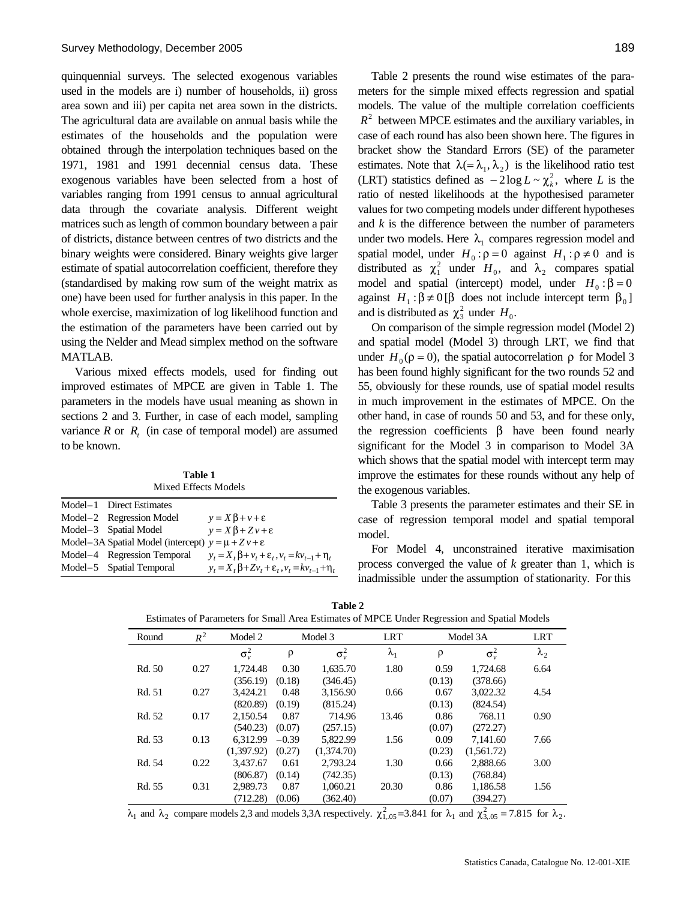quinquennial surveys. The selected exogenous variables used in the models are i) number of households, ii) gross area sown and iii) per capita net area sown in the districts. The agricultural data are available on annual basis while the estimates of the households and the population were obtained through the interpolation techniques based on the 1971, 1981 and 1991 decennial census data. These exogenous variables have been selected from a host of variables ranging from 1991 census to annual agricultural data through the covariate analysis. Different weight matrices such as length of common boundary between a pair of districts, distance between centres of two districts and the binary weights were considered. Binary weights give larger estimate of spatial autocorrelation coefficient, therefore they (standardised by making row sum of the weight matrix as one) have been used for further analysis in this paper. In the whole exercise, maximization of log likelihood function and the estimation of the parameters have been carried out by using the Nelder and Mead simplex method on the software MATLAB.

Various mixed effects models, used for finding out improved estimates of MPCE are given in Table 1. The parameters in the models have usual meaning as shown in sections 2 and 3. Further, in case of each model, sampling variance $R$ or $R_t$ (in case of temporal model) are assumed to be known.

**Table 1**
Mixed Effects Models

| | |
|---|---|
| Model–1 Direct Estimates | |
| Model–2 Regression Model | $y = X\beta + v + \varepsilon$ |
| Model–3 Spatial Model | $y = X\beta + Zv + \varepsilon$ |
| Model–3A Spatial Model (intercept) | $y = \mu + Zv + \varepsilon$ |
| Model–4 Regression Temporal | $y_t = X_t\beta + v_t + \varepsilon_t, v_t = kv_{t-1} + \eta_t$ |
| Model–5 Spatial Temporal | $y_t = X_t\beta + Zv_t + \varepsilon_t, v_t = kv_{t-1} + \eta_t$ |

Table 2 presents the round wise estimates of the parameters for the simple mixed effects regression and spatial models. The value of the multiple correlation coefficients $R^2$ between MPCE estimates and the auxiliary variables, in case of each round has also been shown here. The figures in bracket show the Standard Errors (SE) of the parameter estimates. Note that $\lambda(=\lambda_1, \lambda_2)$ is the likelihood ratio test (LRT) statistics defined as $-2\log L \sim \chi_k^2$, where $L$ is the ratio of nested likelihoods at the hypothesised parameter values for two competing models under different hypotheses and $k$ is the difference between the number of parameters under two models. Here $\lambda_1$ compares regression model and spatial model, under $H_0 : \rho = 0$ against $H_1 : \rho \neq 0$ and is distributed as $\chi_1^2$ under $H_0$, and $\lambda_2$ compares spatial model and spatial (intercept) model, under $H_0 : \beta = 0$ against $H_1 : \beta \neq 0$ [$\beta$ does not include intercept term $\beta_0$] and is distributed as $\chi_3^2$ under $H_0$.

On comparison of the simple regression model (Model 2) and spatial model (Model 3) through LRT, we find that under $H_0(\rho = 0)$, the spatial autocorrelation $\rho$ for Model 3 has been found highly significant for the two rounds 52 and 55, obviously for these rounds, use of spatial model results in much improvement in the estimates of MPCE. On the other hand, in case of rounds 50 and 53, and for these only, the regression coefficients $\beta$ have been found nearly significant for the Model 3 in comparison to Model 3A which shows that the spatial model with intercept term may improve the estimates for these rounds without any help of the exogenous variables.

Table 3 presents the parameter estimates and their SE in case of regression temporal model and spatial temporal model.

For Model 4, unconstrained iterative maximisation process converged the value of $k$ greater than 1, which is inadmissible under the assumption of stationarity. For this

**Table 2**
Estimates of Parameters for Small Area Estimates of MPCE Under Regression and Spatial Models

| Round | $R^2$ | Model 2 | Model 3 | | LRT | Model 3A | | LRT |
|---|---|---|---|---|---|---|---|---|
| | | $\sigma_v^2$ | $\rho$ | $\sigma_v^2$ | $\lambda_1$ | $\rho$ | $\sigma_v^2$ | $\lambda_2$ |
| Rd. 50 | 0.27 | 1,724.48 | 0.30 | 1,635.70 | 1.80 | 0.59 | 1,724.68 | 6.64 |
| | | (356.19) | (0.18) | (346.45) | | (0.13) | (378.66) | |
| Rd. 51 | 0.27 | 3,424.21 | 0.48 | 3,156.90 | 0.66 | 0.67 | 3,022.32 | 4.54 |
| | | (820.89) | (0.19) | (815.24) | | (0.13) | (824.54) | |
| Rd. 52 | 0.17 | 2,150.54 | 0.87 | 714.96 | 13.46 | 0.86 | 768.11 | 0.90 |
| | | (540.23) | (0.07) | (257.15) | | (0.07) | (272.27) | |
| Rd. 53 | 0.13 | 6,312.99 | −0.39 | 5,822.99 | 1.56 | 0.09 | 7,141.60 | 7.66 |
| | | (1,397.92) | (0.27) | (1,374.70) | | (0.23) | (1,561.72) | |
| Rd. 54 | 0.22 | 3,437.67 | 0.61 | 2,793.24 | 1.30 | 0.66 | 2,888.66 | 3.00 |
| | | (806.87) | (0.14) | (742.35) | | (0.13) | (768.84) | |
| Rd. 55 | 0.31 | 2,989.73 | 0.87 | 1,060.21 | 20.30 | 0.86 | 1,186.58 | 1.56 |
| | | (712.28) | (0.06) | (362.40) | | (0.07) | (394.27) | |

$\lambda_1$ and $\lambda_2$ compare models 2,3 and models 3,3A respectively. $\chi^2_{1,.05}=3.841$ for $\lambda_1$ and $\chi^2_{3,.05}=7.815$ for $\lambda_2$.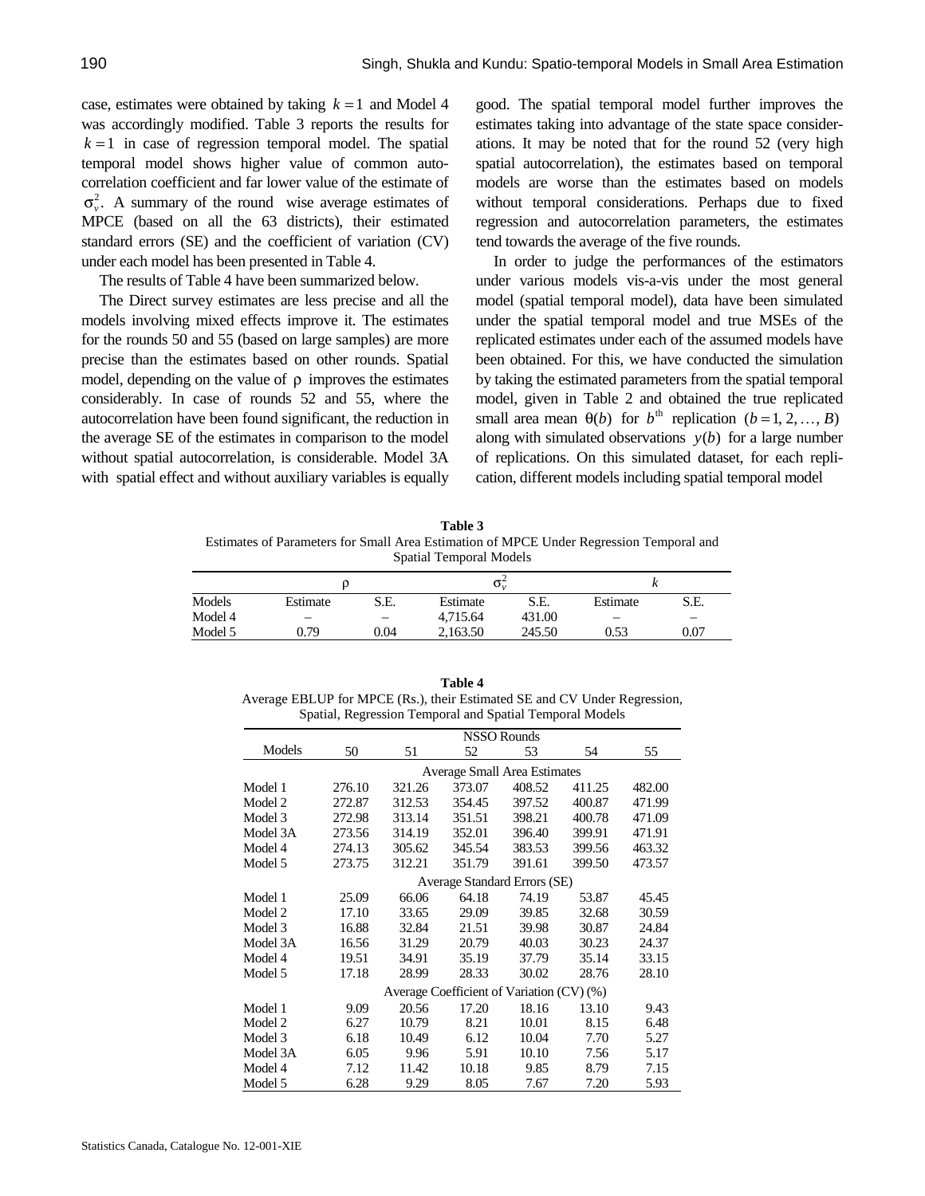case, estimates were obtained by taking $k = 1$ and Model 4 was accordingly modified. Table 3 reports the results for $k = 1$ in case of regression temporal model. The spatial temporal model shows higher value of common autocorrelation coefficient and far lower value of the estimate of $\sigma_v^2$. A summary of the round wise average estimates of MPCE (based on all the 63 districts), their estimated standard errors (SE) and the coefficient of variation (CV) under each model has been presented in Table 4.

The results of Table 4 have been summarized below.

The Direct survey estimates are less precise and all the models involving mixed effects improve it. The estimates for the rounds 50 and 55 (based on large samples) are more precise than the estimates based on other rounds. Spatial model, depending on the value of $\rho$ improves the estimates considerably. In case of rounds 52 and 55, where the autocorrelation have been found significant, the reduction in the average SE of the estimates in comparison to the model without spatial autocorrelation, is considerable. Model 3A with spatial effect and without auxiliary variables is equally good. The spatial temporal model further improves the estimates taking into advantage of the state space considerations. It may be noted that for the round 52 (very high spatial autocorrelation), the estimates based on temporal models are worse than the estimates based on models without temporal considerations. Perhaps due to fixed regression and autocorrelation parameters, the estimates tend towards the average of the five rounds.

In order to judge the performances of the estimators under various models vis-a-vis under the most general model (spatial temporal model), data have been simulated under the spatial temporal model and true MSEs of the replicated estimates under each of the assumed models have been obtained. For this, we have conducted the simulation by taking the estimated parameters from the spatial temporal model, given in Table 2 and obtained the true replicated small area mean $\theta(b)$ for $b^{\text{th}}$ replication $(b = 1, 2, \ldots, B)$ along with simulated observations $y(b)$ for a large number of replications. On this simulated dataset, for each replication, different models including spatial temporal model

**Table 3**
Estimates of Parameters for Small Area Estimation of MPCE Under Regression Temporal and Spatial Temporal Models

| | $\rho$ | | $\sigma_v^2$ | | $k$ | |
|---|---|---|---|---|---|---|
| Models | Estimate | S.E. | Estimate | S.E. | Estimate | S.E. |
| Model 4 | – | – | 4,715.64 | 431.00 | – | – |
| Model 5 | 0.79 | 0.04 | 2,163.50 | 245.50 | 0.53 | 0.07 |

**Table 4**
Average EBLUP for MPCE (Rs.), their Estimated SE and CV Under Regression, Spatial, Regression Temporal and Spatial Temporal Models

| Models | NSSO Rounds 50 | 51 | 52 | 53 | 54 | 55 |
|---|---|---|---|---|---|---|
| | | | Average Small Area Estimates | | | |
| Model 1 | 276.10 | 321.26 | 373.07 | 408.52 | 411.25 | 482.00 |
| Model 2 | 272.87 | 312.53 | 354.45 | 397.52 | 400.87 | 471.99 |
| Model 3 | 272.98 | 313.14 | 351.51 | 398.21 | 400.78 | 471.09 |
| Model 3A | 273.56 | 314.19 | 352.01 | 396.40 | 399.91 | 471.91 |
| Model 4 | 274.13 | 305.62 | 345.54 | 383.53 | 399.56 | 463.32 |
| Model 5 | 273.75 | 312.21 | 351.79 | 391.61 | 399.50 | 473.57 |
| | | | Average Standard Errors (SE) | | | |
| Model 1 | 25.09 | 66.06 | 64.18 | 74.19 | 53.87 | 45.45 |
| Model 2 | 17.10 | 33.65 | 29.09 | 39.85 | 32.68 | 30.59 |
| Model 3 | 16.88 | 32.84 | 21.51 | 39.98 | 30.87 | 24.84 |
| Model 3A | 16.56 | 31.29 | 20.79 | 40.03 | 30.23 | 24.37 |
| Model 4 | 19.51 | 34.91 | 35.19 | 37.79 | 35.14 | 33.15 |
| Model 5 | 17.18 | 28.99 | 28.33 | 30.02 | 28.76 | 28.10 |
| | | | Average Coefficient of Variation (CV) (%) | | | |
| Model 1 | 9.09 | 20.56 | 17.20 | 18.16 | 13.10 | 9.43 |
| Model 2 | 6.27 | 10.79 | 8.21 | 10.01 | 8.15 | 6.48 |
| Model 3 | 6.18 | 10.49 | 6.12 | 10.04 | 7.70 | 5.27 |
| Model 3A | 6.05 | 9.96 | 5.91 | 10.10 | 7.56 | 5.17 |
| Model 4 | 7.12 | 11.42 | 10.18 | 9.85 | 8.79 | 7.15 |
| Model 5 | 6.28 | 9.29 | 8.05 | 7.67 | 7.20 | 5.93 |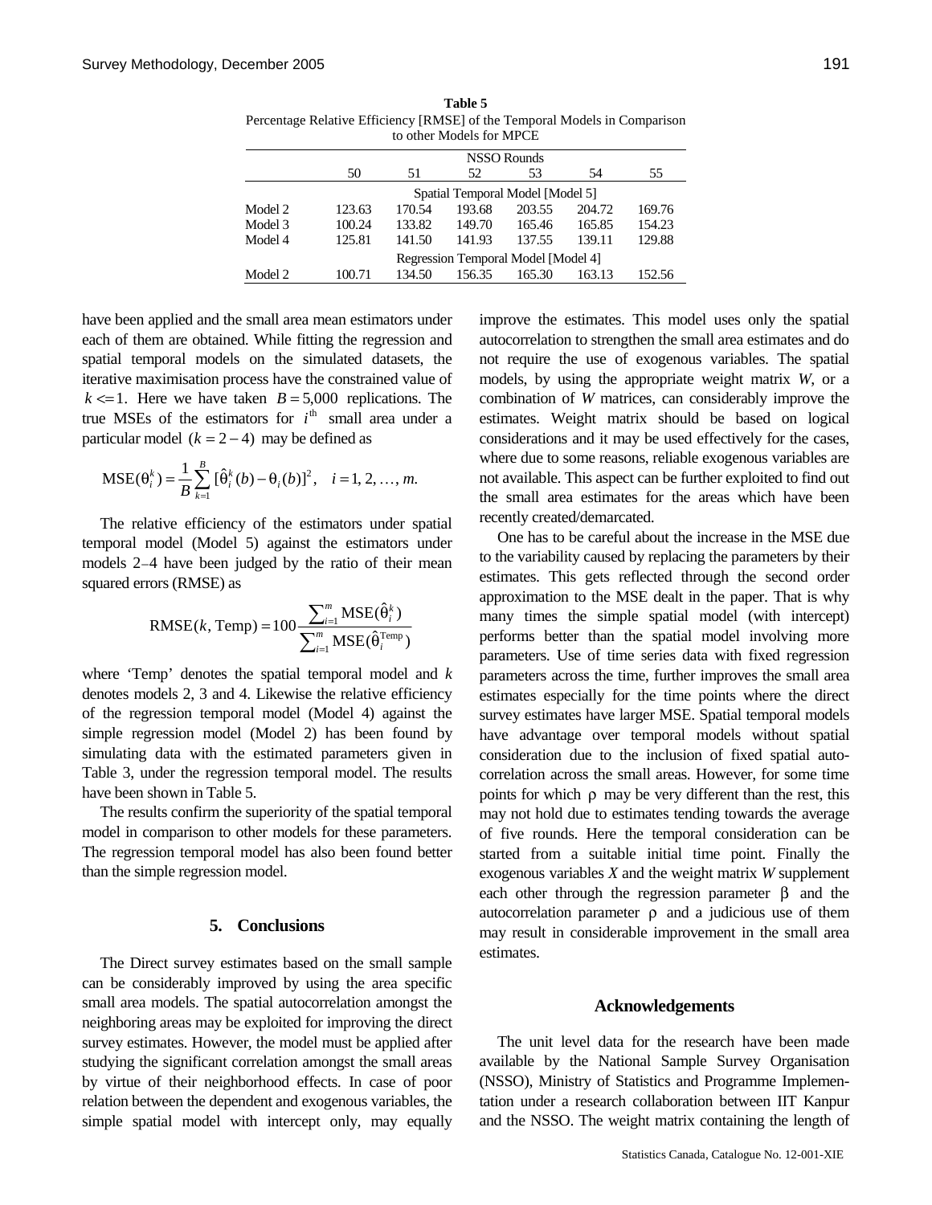**Table 5**
Percentage Relative Efficiency [RMSE] of the Temporal Models in Comparison to other Models for MPCE

| | NSSO Rounds | | | | | |
|---|---|---|---|---|---|---|
| | 50 | 51 | 52 | 53 | 54 | 55 |
| | Spatial Temporal Model [Model 5] | | | | | |
| Model 2 | 123.63 | 170.54 | 193.68 | 203.55 | 204.72 | 169.76 |
| Model 3 | 100.24 | 133.82 | 149.70 | 165.46 | 165.85 | 154.23 |
| Model 4 | 125.81 | 141.50 | 141.93 | 137.55 | 139.11 | 129.88 |
| | Regression Temporal Model [Model 4] | | | | | |
| Model 2 | 100.71 | 134.50 | 156.35 | 165.30 | 163.13 | 152.56 |

have been applied and the small area mean estimators under each of them are obtained. While fitting the regression and spatial temporal models on the simulated datasets, the iterative maximisation process have the constrained value of $k <= 1$. Here we have taken $B = 5{,}000$ replications. The true MSEs of the estimators for $i^{\text{th}}$ small area under a particular model $(k = 2 - 4)$ may be defined as

$$\text{MSE}(\theta_i^k) = \frac{1}{B} \sum_{k=1}^{B} [\hat{\theta}_i^k(b) - \theta_i(b)]^2, \quad i = 1, 2, \ldots, m.$$

The relative efficiency of the estimators under spatial temporal model (Model 5) against the estimators under models 2–4 have been judged by the ratio of their mean squared errors (RMSE) as

$$\text{RMSE}(k, \text{Temp}) = 100 \frac{\sum_{i=1}^{m} \text{MSE}(\hat{\theta}_i^k)}{\sum_{i=1}^{m} \text{MSE}(\hat{\theta}_i^{\text{Temp}})}$$

where 'Temp' denotes the spatial temporal model and $k$ denotes models 2, 3 and 4. Likewise the relative efficiency of the regression temporal model (Model 4) against the simple regression model (Model 2) has been found by simulating data with the estimated parameters given in Table 3, under the regression temporal model. The results have been shown in Table 5.

The results confirm the superiority of the spatial temporal model in comparison to other models for these parameters. The regression temporal model has also been found better than the simple regression model.

## 5. Conclusions

The Direct survey estimates based on the small sample can be considerably improved by using the area specific small area models. The spatial autocorrelation amongst the neighboring areas may be exploited for improving the direct survey estimates. However, the model must be applied after studying the significant correlation amongst the small areas by virtue of their neighborhood effects. In case of poor relation between the dependent and exogenous variables, the simple spatial model with intercept only, may equally improve the estimates. This model uses only the spatial autocorrelation to strengthen the small area estimates and do not require the use of exogenous variables. The spatial models, by using the appropriate weight matrix $W$, or a combination of $W$ matrices, can considerably improve the estimates. Weight matrix should be based on logical considerations and it may be used effectively for the cases, where due to some reasons, reliable exogenous variables are not available. This aspect can be further exploited to find out the small area estimates for the areas which have been recently created/demarcated.

One has to be careful about the increase in the MSE due to the variability caused by replacing the parameters by their estimates. This gets reflected through the second order approximation to the MSE dealt in the paper. That is why many times the simple spatial model (with intercept) performs better than the spatial model involving more parameters. Use of time series data with fixed regression parameters across the time, further improves the small area estimates especially for the time points where the direct survey estimates have larger MSE. Spatial temporal models have advantage over temporal models without spatial consideration due to the inclusion of fixed spatial autocorrelation across the small areas. However, for some time points for which $\rho$ may be very different than the rest, this may not hold due to estimates tending towards the average of five rounds. Here the temporal consideration can be started from a suitable initial time point. Finally the exogenous variables $X$ and the weight matrix $W$ supplement each other through the regression parameter $\beta$ and the autocorrelation parameter $\rho$ and a judicious use of them may result in considerable improvement in the small area estimates.

## Acknowledgements

The unit level data for the research have been made available by the National Sample Survey Organisation (NSSO), Ministry of Statistics and Programme Implementation under a research collaboration between IIT Kanpur and the NSSO. The weight matrix containing the length of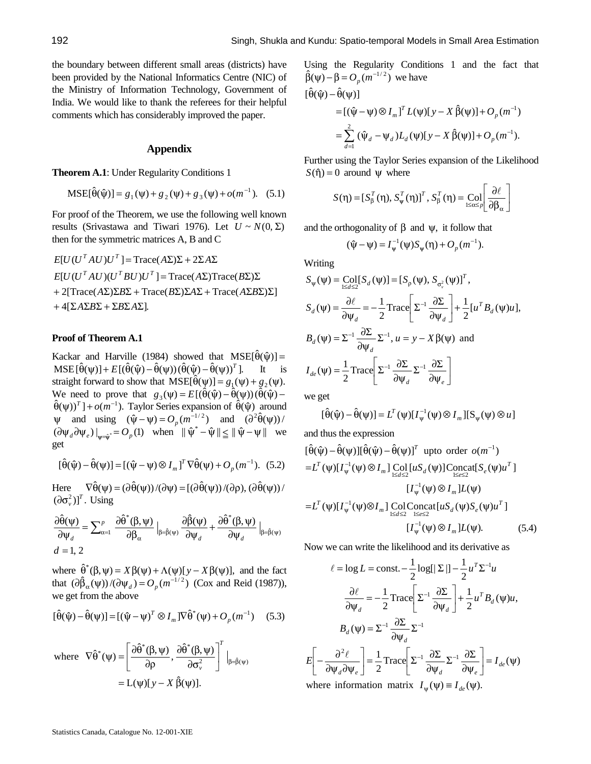the boundary between different small areas (districts) have been provided by the National Informatics Centre (NIC) of the Ministry of Information Technology, Government of India. We would like to thank the referees for their helpful comments which has considerably improved the paper.

## Appendix

**Theorem A.1**: Under Regularity Conditions 1

$$\text{MSE}[\hat{\theta}(\hat{\psi})] = g_1(\psi) + g_2(\psi) + g_3(\psi) + o(m^{-1}). \quad (5.1)$$

For proof of the Theorem, we use the following well known results (Srivastawa and Tiwari 1976). Let $U \sim N(0, \Sigma)$ then for the symmetric matrices A, B and C

$$E[U(U^T AU)U^T] = \text{Trace}(A\Sigma)\Sigma + 2\Sigma A\Sigma$$

$$E[U(U^T AU)(U^T BU)U^T] = \text{Trace}(A\Sigma)\text{Trace}(B\Sigma)\Sigma$$
$$+ 2[\text{Trace}(A\Sigma)\Sigma B\Sigma + \text{Trace}(B\Sigma)\Sigma A\Sigma + \text{Trace}(A\Sigma B\Sigma)\Sigma]$$
$$+ 4[\Sigma A\Sigma B\Sigma + \Sigma B\Sigma A\Sigma].$$

### Proof of Theorem A.1

Kackar and Harville (1984) showed that $\text{MSE}[\hat{\theta}(\hat{\psi})] = \text{MSE}[\hat{\theta}(\psi)] + E[(\hat{\theta}(\hat{\psi}) - \hat{\theta}(\psi))(\hat{\theta}(\hat{\psi}) - \hat{\theta}(\psi))^T]$. It is straight forward to show that $\text{MSE}[\hat{\theta}(\psi)] = g_1(\psi) + g_2(\psi)$. We need to prove that $g_3(\psi) = E[(\hat{\theta}(\hat{\psi}) - \hat{\theta}(\psi))(\hat{\theta}(\hat{\psi}) - \hat{\theta}(\psi))^T] + o(m^{-1})$. Taylor Series expansion of $\hat{\theta}(\hat{\psi})$ around $\psi$ and using $(\hat{\psi} - \psi) = O_p(m^{-1/2})$ and $(\partial^2 \hat{\theta}(\psi)) / (\partial\psi_d \partial\psi_e)|_{\psi = \hat{\psi}^*} = O_p(1)$ when $\|\hat{\psi}^* - \hat{\psi}\| \leqq \|\hat{\psi} - \psi\|$ we get

$$[\hat{\theta}(\hat{\psi}) - \hat{\theta}(\psi)] = [(\hat{\psi} - \psi) \otimes I_m]^T \nabla\hat{\theta}(\psi) + O_p(m^{-1}). \quad (5.2)$$

Here $\nabla\hat{\theta}(\psi) = (\partial\hat{\theta}(\psi))/(\partial\psi) = [(\partial\hat{\theta}(\psi))/(\partial\rho), (\partial\hat{\theta}(\psi))/(\partial\sigma_v^2)]^T$. Using

$$\frac{\partial\hat{\theta}(\psi)}{\partial\psi_d} = \sum_{\alpha=1}^{p} \frac{\partial\hat{\theta}^*(\beta,\psi)}{\partial\beta_\alpha}\Big|_{\beta=\hat{\beta}(\psi)} \frac{\partial\hat{\beta}(\psi)}{\partial\psi_d} + \frac{\partial\hat{\theta}^*(\beta,\psi)}{\partial\psi_d}\Big|_{\beta=\hat{\beta}(\psi)}$$
$d = 1, 2$

where $\hat{\theta}^*(\beta, \psi) = X\beta(\psi) + \Lambda(\psi)[y - X\beta(\psi)]$, and the fact that $(\partial\hat{\beta}_\alpha(\psi))/(\partial\psi_d) = O_p(m^{-1/2})$ (Cox and Reid (1987)), we get from the above

$$[\hat{\theta}(\hat{\psi}) - \hat{\theta}(\psi)] = [(\hat{\psi} - \psi)^T \otimes I_m]\nabla\hat{\theta}^*(\psi) + O_p(m^{-1}) \quad (5.3)$$

where $\nabla\hat{\theta}^*(\psi) = \left[\frac{\partial\hat{\theta}^*(\beta,\psi)}{\partial\rho}, \frac{\partial\hat{\theta}^*(\beta,\psi)}{\partial\sigma_v^2}\right]^T \Big|_{\beta=\hat{\beta}(\psi)}$
$$= \text{L}(\psi)[y - X\hat{\beta}(\psi)].$$

Using the Regularity Conditions 1 and the fact that $\hat{\beta}(\psi) - \beta = O_p(m^{-1/2})$ we have

$$[\hat{\theta}(\hat{\psi}) - \hat{\theta}(\psi)]$$
$$= [(\hat{\psi} - \psi) \otimes I_m]^T L(\psi)[y - X\hat{\beta}(\psi)] + O_p(m^{-1})$$
$$= \sum_{d=1}^{2} (\hat{\psi}_d - \psi_d) L_d(\psi)[y - X\hat{\beta}(\psi)] + O_p(m^{-1}).$$

Further using the Taylor Series expansion of the Likelihood $S(\hat{\eta}) = 0$ around $\psi$ where

$$S(\eta) = [S_\beta^T(\eta), S_\psi^T(\eta)]^T, \; S_\beta^T(\eta) = \underset{1\le\alpha\le p}{\text{Col}}\left[\frac{\partial\ell}{\partial\beta_\alpha}\right]$$

and the orthogonality of $\beta$ and $\psi$, it follow that

$$(\hat{\psi} - \psi) = I_\psi^{-1}(\psi) S_\psi(\eta) + O_p(m^{-1}).$$

Writing

$$S_\psi(\psi) = \underset{1\le d\le 2}{\text{Col}}[S_d(\psi)] = [S_\rho(\psi), S_{\sigma_v^2}(\psi)]^T,$$

$$S_d(\psi) = \frac{\partial\ell}{\partial\psi_d} = -\frac{1}{2}\text{Trace}\left[\Sigma^{-1}\frac{\partial\Sigma}{\partial\psi_d}\right] + \frac{1}{2}[u^T B_d(\psi) u],$$

$$B_d(\psi) = \Sigma^{-1}\frac{\partial\Sigma}{\partial\psi_d}\Sigma^{-1}, \; u = y - X\beta(\psi) \text{ and}$$

$$I_{de}(\psi) = \frac{1}{2}\text{Trace}\left[\Sigma^{-1}\frac{\partial\Sigma}{\partial\psi_d}\Sigma^{-1}\frac{\partial\Sigma}{\partial\psi_e}\right]$$

we get

$$[\hat{\theta}(\hat{\psi}) - \hat{\theta}(\psi)] = L^T(\psi)[I_\psi^{-1}(\psi) \otimes I_m][S_\psi(\psi) \otimes u]$$

and thus the expression

$[\hat{\theta}(\hat{\psi}) - \hat{\theta}(\psi)][\hat{\theta}(\hat{\psi}) - \hat{\theta}(\psi)]^T$ upto order $o(m^{-1})$

$$= L^T(\psi)[I_\psi^{-1}(\psi) \otimes I_m]\underset{1\le d\le 2}{\text{Col}}[uS_d(\psi)]\underset{1\le e\le 2}{\text{Concat}}[S_e(\psi)u^T]$$
$$[I_\psi^{-1}(\psi) \otimes I_m]L(\psi)$$
$$= L^T(\psi)[I_\psi^{-1}(\psi) \otimes I_m]\underset{1\le d\le 2}{\text{Col}}\underset{1\le e\le 2}{\text{Concat}}[uS_d(\psi)S_e(\psi)u^T]$$
$$[I_\psi^{-1}(\psi) \otimes I_m]L(\psi). \quad (5.4)$$

Now we can write the likelihood and its derivative as

$$\ell = \log L = \text{const.} - \frac{1}{2}\log[|\Sigma|] - \frac{1}{2}u^T\Sigma^{-1}u$$

$$\frac{\partial\ell}{\partial\psi_d} = -\frac{1}{2}\text{Trace}\left[\Sigma^{-1}\frac{\partial\Sigma}{\partial\psi_d}\right] + \frac{1}{2}u^T B_d(\psi)u,$$

$$B_d(\psi) = \Sigma^{-1}\frac{\partial\Sigma}{\partial\psi_d}\Sigma^{-1}$$

$$E\left[-\frac{\partial^2\ell}{\partial\psi_d\partial\psi_e}\right] = \frac{1}{2}\text{Trace}\left[\Sigma^{-1}\frac{\partial\Sigma}{\partial\psi_d}\Sigma^{-1}\frac{\partial\Sigma}{\partial\psi_e}\right] = I_{de}(\psi)$$

where information matrix $I_\psi(\psi) \equiv I_{de}(\psi)$.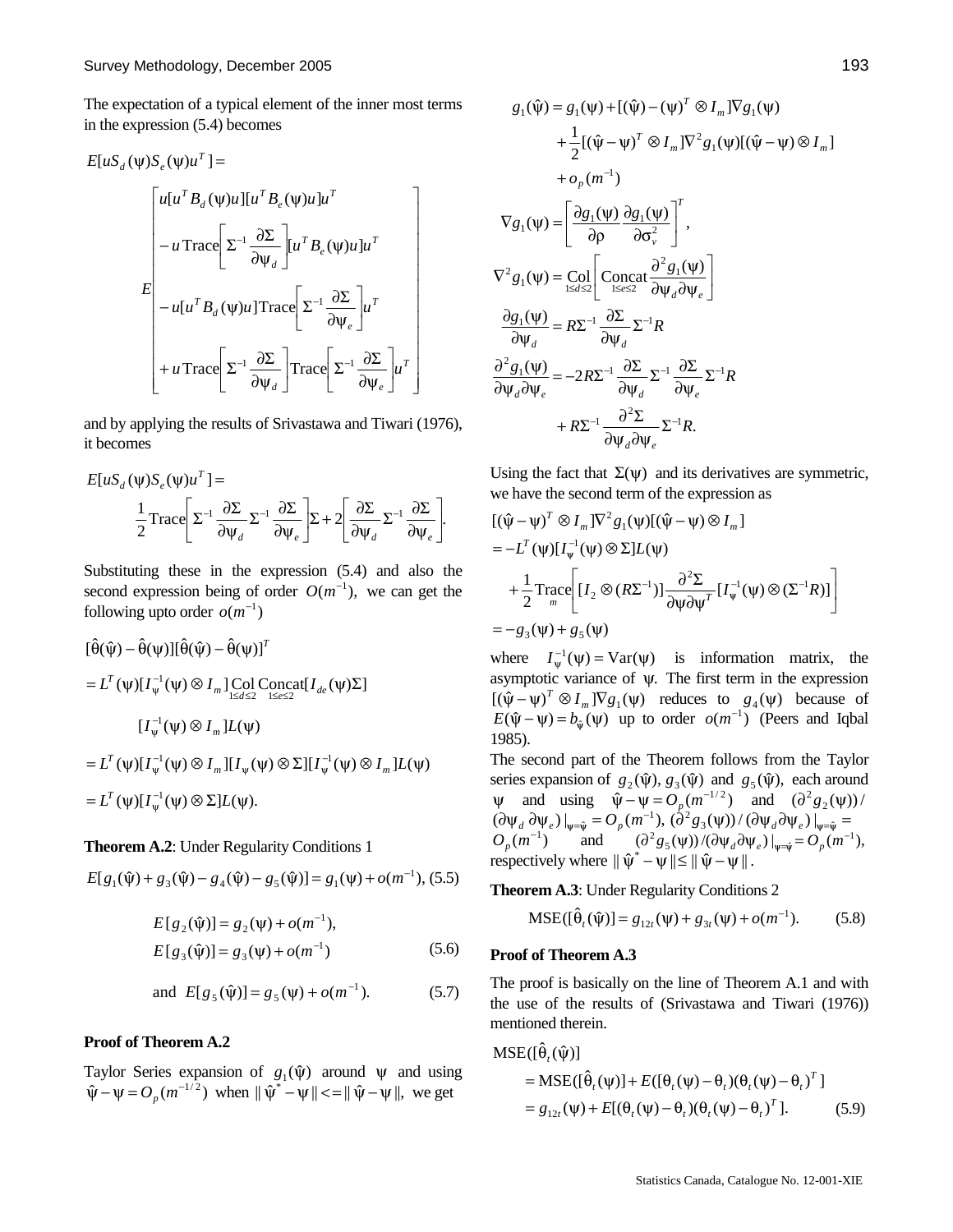The expectation of a typical element of the inner most terms in the expression (5.4) becomes

$$E[uS_d(\psi)S_e(\psi)u^T] =$$

$$E\begin{bmatrix} u[u^T B_d(\psi)u][u^T B_e(\psi)u]u^T \\ -u\,\text{Trace}\left[\Sigma^{-1}\dfrac{\partial\Sigma}{\partial\psi_d}\right][u^T B_e(\psi)u]u^T \\ -u[u^T B_d(\psi)u]\text{Trace}\left[\Sigma^{-1}\dfrac{\partial\Sigma}{\partial\psi_e}\right]u^T \\ +u\,\text{Trace}\left[\Sigma^{-1}\dfrac{\partial\Sigma}{\partial\psi_d}\right]\text{Trace}\left[\Sigma^{-1}\dfrac{\partial\Sigma}{\partial\psi_e}\right]u^T \end{bmatrix}$$

and by applying the results of Srivastawa and Tiwari (1976), it becomes

$$E[uS_d(\psi)S_e(\psi)u^T] = \frac{1}{2}\text{Trace}\left[\Sigma^{-1}\frac{\partial\Sigma}{\partial\psi_d}\Sigma^{-1}\frac{\partial\Sigma}{\partial\psi_e}\right]\Sigma + 2\left[\frac{\partial\Sigma}{\partial\psi_d}\Sigma^{-1}\frac{\partial\Sigma}{\partial\psi_e}\right].$$

Substituting these in the expression (5.4) and also the second expression being of order $O(m^{-1})$, we can get the following upto order $o(m^{-1})$

$$[\hat{\theta}(\hat{\psi}) - \hat{\theta}(\psi)][\hat{\theta}(\hat{\psi}) - \hat{\theta}(\psi)]^T$$

$$= L^T(\psi)[I_\psi^{-1}(\psi) \otimes I_m]\underset{1\le d\le 2}{\text{Col}}\ \underset{1\le e\le 2}{\text{Concat}}[I_{de}(\psi)\Sigma]$$

$$[I_\psi^{-1}(\psi) \otimes I_m]L(\psi)$$

$$= L^T(\psi)[I_\psi^{-1}(\psi) \otimes I_m][I_\psi(\psi) \otimes \Sigma][I_\psi^{-1}(\psi) \otimes I_m]L(\psi)$$

$$= L^T(\psi)[I_\psi^{-1}(\psi) \otimes \Sigma]L(\psi).$$

**Theorem A.2**: Under Regularity Conditions 1

$$E[g_1(\hat{\psi}) + g_3(\hat{\psi}) - g_4(\hat{\psi}) - g_5(\hat{\psi})] = g_1(\psi) + o(m^{-1}), \quad (5.5)$$

$$E[g_2(\hat{\psi})] = g_2(\psi) + o(m^{-1}),$$
$$E[g_3(\hat{\psi})] = g_3(\psi) + o(m^{-1}) \quad (5.6)$$

$$\text{and } E[g_5(\hat{\psi})] = g_5(\psi) + o(m^{-1}). \quad (5.7)$$

**Proof of Theorem A.2**

Taylor Series expansion of $g_1(\hat{\psi})$ around $\psi$ and using $\hat{\psi} - \psi = O_p(m^{-1/2})$ when $\|\hat{\psi}^* - \psi\| <= \|\hat{\psi} - \psi\|$, we get

$$g_1(\hat{\psi}) = g_1(\psi) + [(\hat{\psi}) - (\psi)^T \otimes I_m]\nabla g_1(\psi)$$
$$+ \frac{1}{2}[(\hat{\psi} - \psi)^T \otimes I_m]\nabla^2 g_1(\psi)[(\hat{\psi} - \psi) \otimes I_m]$$
$$+ o_p(m^{-1})$$

$$\nabla g_1(\psi) = \left[\frac{\partial g_1(\psi)}{\partial\rho}\ \frac{\partial g_1(\psi)}{\partial\sigma_v^2}\right]^T,$$

$$\nabla^2 g_1(\psi) = \underset{1\le d\le 2}{\text{Col}}\left[\underset{1\le e\le 2}{\text{Concat}}\frac{\partial^2 g_1(\psi)}{\partial\psi_d\partial\psi_e}\right]$$

$$\frac{\partial g_1(\psi)}{\partial\psi_d} = R\Sigma^{-1}\frac{\partial\Sigma}{\partial\psi_d}\Sigma^{-1}R$$

$$\frac{\partial^2 g_1(\psi)}{\partial\psi_d\partial\psi_e} = -2R\Sigma^{-1}\frac{\partial\Sigma}{\partial\psi_d}\Sigma^{-1}\frac{\partial\Sigma}{\partial\psi_e}\Sigma^{-1}R$$
$$+ R\Sigma^{-1}\frac{\partial^2\Sigma}{\partial\psi_d\partial\psi_e}\Sigma^{-1}R.$$

Using the fact that $\Sigma(\psi)$ and its derivatives are symmetric, we have the second term of the expression as

$$[(\hat{\psi} - \psi)^T \otimes I_m]\nabla^2 g_1(\psi)[(\hat{\psi} - \psi) \otimes I_m]$$
$$= -L^T(\psi)[I_\psi^{-1}(\psi) \otimes \Sigma]L(\psi)$$
$$+ \frac{1}{2}\underset{m}{\text{Trace}}\left[[I_2 \otimes (R\Sigma^{-1})]\frac{\partial^2\Sigma}{\partial\psi\partial\psi^T}[I_\psi^{-1}(\psi) \otimes (\Sigma^{-1}R)]\right]$$
$$= -g_3(\psi) + g_5(\psi)$$

where $I_\psi^{-1}(\psi) = \text{Var}(\psi)$ is information matrix, the asymptotic variance of $\psi$. The first term in the expression $[(\hat{\psi} - \psi)^T \otimes I_m]\nabla g_1(\psi)$ reduces to $g_4(\psi)$ because of $E(\hat{\psi} - \psi) = b_{\hat{\psi}}(\psi)$ up to order $o(m^{-1})$ (Peers and Iqbal 1985).

The second part of the Theorem follows from the Taylor series expansion of $g_2(\hat{\psi}), g_3(\hat{\psi})$ and $g_5(\hat{\psi})$, each around $\psi$ and using $\hat{\psi} - \psi = O_p(m^{-1/2})$ and $(\partial^2 g_2(\psi))/(\partial\psi_d\,\partial\psi_e)|_{\psi=\hat{\psi}} = O_p(m^{-1})$, $(\partial^2 g_3(\psi))/(\partial\psi_d\partial\psi_e)|_{\psi=\hat{\psi}} = O_p(m^{-1})$ and $(\partial^2 g_5(\psi))/(\partial\psi_d\partial\psi_e)|_{\psi=\hat{\psi}} = O_p(m^{-1})$, respectively where $\|\hat{\psi}^* - \psi\| \le \|\hat{\psi} - \psi\|$.

**Theorem A.3**: Under Regularity Conditions 2

$$\text{MSE}([\hat{\theta}_t(\hat{\psi})] = g_{12t}(\psi) + g_{3t}(\psi) + o(m^{-1}). \quad (5.8)$$

**Proof of Theorem A.3**

The proof is basically on the line of Theorem A.1 and with the use of the results of (Srivastawa and Tiwari (1976)) mentioned therein.

$$\text{MSE}([\hat{\theta}_t(\hat{\psi})]$$
$$= \text{MSE}([\hat{\theta}_t(\psi)] + E([\theta_t(\psi) - \theta_t)(\theta_t(\psi) - \theta_t)^T]$$
$$= g_{12t}(\psi) + E[(\theta_t(\psi) - \theta_t)(\theta_t(\psi) - \theta_t)^T]. \quad (5.9)$$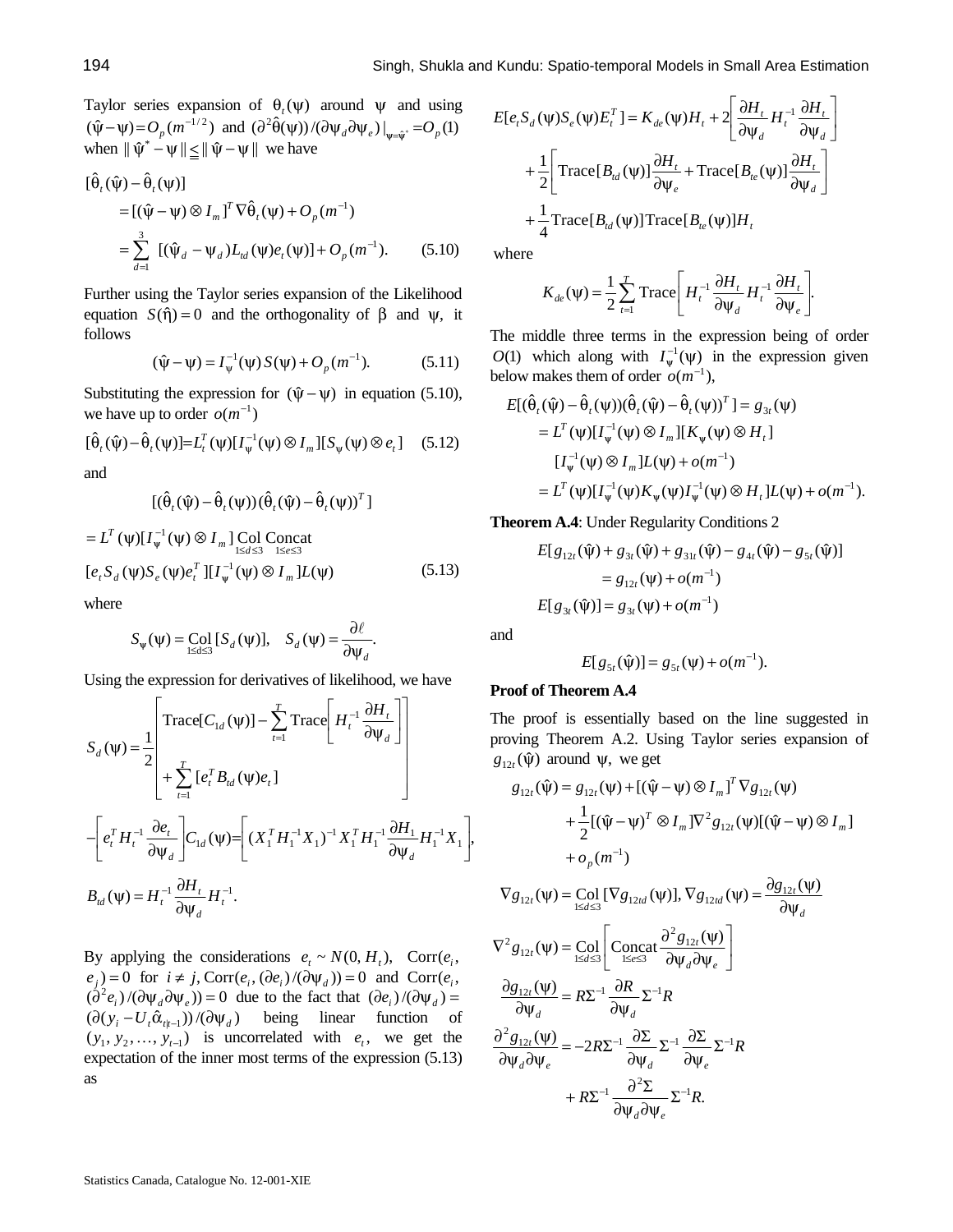Taylor series expansion of $\theta_t(\psi)$ around $\psi$ and using $(\hat{\psi}-\psi)=O_p(m^{-1/2})$ and $(\partial^2\hat{\theta}(\psi))/(\partial\psi_d\partial\psi_e)|_{\psi=\hat{\psi}^*}=O_p(1)$ when $\|\hat{\psi}^*-\psi\|\leq\|\hat{\psi}-\psi\|$ we have

$$
\begin{aligned}
&[\hat{\theta}_t(\hat{\psi})-\hat{\theta}_t(\psi)] \\
&\quad=[(\hat{\psi}-\psi)\otimes I_m]^T\nabla\hat{\theta}_t(\psi)+O_p(m^{-1}) \\
&\quad=\sum_{d=1}^{3}[(\hat{\psi}_d-\psi_d)L_{td}(\psi)e_t(\psi)]+O_p(m^{-1}). \qquad (5.10)
\end{aligned}
$$

Further using the Taylor series expansion of the Likelihood equation $S(\hat{\eta})=0$ and the orthogonality of $\beta$ and $\psi$, it follows

$$(\hat{\psi}-\psi)=I_\psi^{-1}(\psi)\,S(\psi)+O_p(m^{-1}). \qquad (5.11)$$

Substituting the expression for $(\hat{\psi}-\psi)$ in equation (5.10), we have up to order $o(m^{-1})$

$$[\hat{\theta}_t(\hat{\psi})-\hat{\theta}_t(\psi)]=L_t^T(\psi)[I_\psi^{-1}(\psi)\otimes I_m][S_\psi(\psi)\otimes e_t] \qquad (5.12)$$

and

$$
\begin{aligned}
&[(\hat{\theta}_t(\hat{\psi})-\hat{\theta}_t(\psi))(\hat{\theta}_t(\hat{\psi})-\hat{\theta}_t(\psi))^T] \\
&=L^T(\psi)[I_\psi^{-1}(\psi)\otimes I_m]\underset{1\leq d\leq 3}{\text{Col}}\ \underset{1\leq e\leq 3}{\text{Concat}} \\
&[e_tS_d(\psi)S_e(\psi)e_t^T][I_\psi^{-1}(\psi)\otimes I_m]L(\psi) \qquad (5.13)
\end{aligned}
$$

where

$$S_\psi(\psi)=\underset{1\leq d\leq 3}{\text{Col}}[S_d(\psi)],\quad S_d(\psi)=\frac{\partial\ell}{\partial\psi_d}.$$

Using the expression for derivatives of likelihood, we have

$$S_d(\psi)=\frac{1}{2}\left[\begin{aligned}&\text{Trace}[C_{1d}(\psi)]-\sum_{t=1}^{T}\text{Trace}\left[H_t^{-1}\frac{\partial H_t}{\partial\psi_d}\right]\\&+\sum_{t=1}^{T}[e_t^TB_{td}(\psi)e_t]\end{aligned}\right]$$

$$-\left[e_t^TH_t^{-1}\frac{\partial e_t}{\partial\psi_d}\right]C_{1d}(\psi)=\left[(X_1^TH_1^{-1}X_1)^{-1}X_1^TH_1^{-1}\frac{\partial H_1}{\partial\psi_d}H_1^{-1}X_1\right],$$

$$B_{td}(\psi)=H_t^{-1}\frac{\partial H_t}{\partial\psi_d}H_t^{-1}.$$

By applying the considerations $e_t\sim N(0,H_t)$, $\text{Corr}(e_i,e_j)=0$ for $i\neq j$, $\text{Corr}(e_i,(\partial e_i)/(\partial\psi_d))=0$ and $\text{Corr}(e_i,(\partial^2e_i)/(\partial\psi_d\partial\psi_e))=0$ due to the fact that $(\partial e_i)/(\partial\psi_d)=(\partial(y_i-U_t\hat{\alpha}_{t|t-1}))/(\partial\psi_d)$ being linear function of $(y_1,y_2,\ldots,y_{t-1})$ is uncorrelated with $e_t$, we get the expectation of the inner most terms of the expression (5.13) as

$$
\begin{aligned}
E[e_tS_d(\psi)S_e(\psi)E_t^T]&=K_{de}(\psi)H_t+2\left[\frac{\partial H_t}{\partial\psi_d}H_t^{-1}\frac{\partial H_t}{\partial\psi_d}\right]\\
&+\frac{1}{2}\left[\text{Trace}[B_{td}(\psi)]\frac{\partial H_t}{\partial\psi_e}+\text{Trace}[B_{te}(\psi)]\frac{\partial H_t}{\partial\psi_d}\right]\\
&+\frac{1}{4}\text{Trace}[B_{td}(\psi)]\text{Trace}[B_{te}(\psi)]H_t
\end{aligned}
$$

where

$$K_{de}(\psi)=\frac{1}{2}\sum_{t=1}^{T}\text{Trace}\left[H_t^{-1}\frac{\partial H_t}{\partial\psi_d}H_t^{-1}\frac{\partial H_t}{\partial\psi_e}\right].$$

The middle three terms in the expression being of order $O(1)$ which along with $I_\psi^{-1}(\psi)$ in the expression given below makes them of order $o(m^{-1})$,

$$
\begin{aligned}
E[(\hat{\theta}_t(\hat{\psi})-\hat{\theta}_t(\psi))(\hat{\theta}_t(\hat{\psi})-\hat{\theta}_t(\psi))^T]&=g_{3t}(\psi)\\
&=L^T(\psi)[I_\psi^{-1}(\psi)\otimes I_m][K_\psi(\psi)\otimes H_t]\\
&\quad[I_\psi^{-1}(\psi)\otimes I_m]L(\psi)+o(m^{-1})\\
&=L^T(\psi)[I_\psi^{-1}(\psi)K_\psi(\psi)I_\psi^{-1}(\psi)\otimes H_t]L(\psi)+o(m^{-1}).
\end{aligned}
$$

**Theorem A.4**: Under Regularity Conditions 2

$$
\begin{aligned}
E[g_{12t}(\hat{\psi})+g_{3t}(\hat{\psi})+g_{31t}(\hat{\psi})-g_{4t}(\hat{\psi})-g_{5t}(\hat{\psi})]&\\
=g_{12t}(\psi)+o(m^{-1})&\\
E[g_{3t}(\hat{\psi})]=g_{3t}(\psi)+o(m^{-1})&
\end{aligned}
$$

and

$$E[g_{5t}(\hat{\psi})]=g_{5t}(\psi)+o(m^{-1}).$$

**Proof of Theorem A.4**

The proof is essentially based on the line suggested in proving Theorem A.2. Using Taylor series expansion of $g_{12t}(\hat{\psi})$ around $\psi$, we get

$$
\begin{aligned}
g_{12t}(\hat{\psi})&=g_{12t}(\psi)+[(\hat{\psi}-\psi)\otimes I_m]^T\nabla g_{12t}(\psi)\\
&+\frac{1}{2}[(\hat{\psi}-\psi)^T\otimes I_m]\nabla^2g_{12t}(\psi)[(\hat{\psi}-\psi)\otimes I_m]\\
&+o_p(m^{-1})
\end{aligned}
$$

$$\nabla g_{12t}(\psi)=\underset{1\leq d\leq 3}{\text{Col}}[\nabla g_{12td}(\psi)],\nabla g_{12td}(\psi)=\frac{\partial g_{12t}(\psi)}{\partial\psi_d}$$

$$\nabla^2g_{12t}(\psi)=\underset{1\leq d\leq 3}{\text{Col}}\left[\underset{1\leq e\leq 3}{\text{Concat}}\frac{\partial^2g_{12t}(\psi)}{\partial\psi_d\partial\psi_e}\right]$$

$$\frac{\partial g_{12t}(\psi)}{\partial\psi_d}=R\Sigma^{-1}\frac{\partial R}{\partial\psi_d}\Sigma^{-1}R$$

$$
\begin{aligned}
\frac{\partial^2g_{12t}(\psi)}{\partial\psi_d\partial\psi_e}&=-2R\Sigma^{-1}\frac{\partial\Sigma}{\partial\psi_d}\Sigma^{-1}\frac{\partial\Sigma}{\partial\psi_e}\Sigma^{-1}R\\
&+R\Sigma^{-1}\frac{\partial^2\Sigma}{\partial\psi_d\partial\psi_e}\Sigma^{-1}R.
\end{aligned}
$$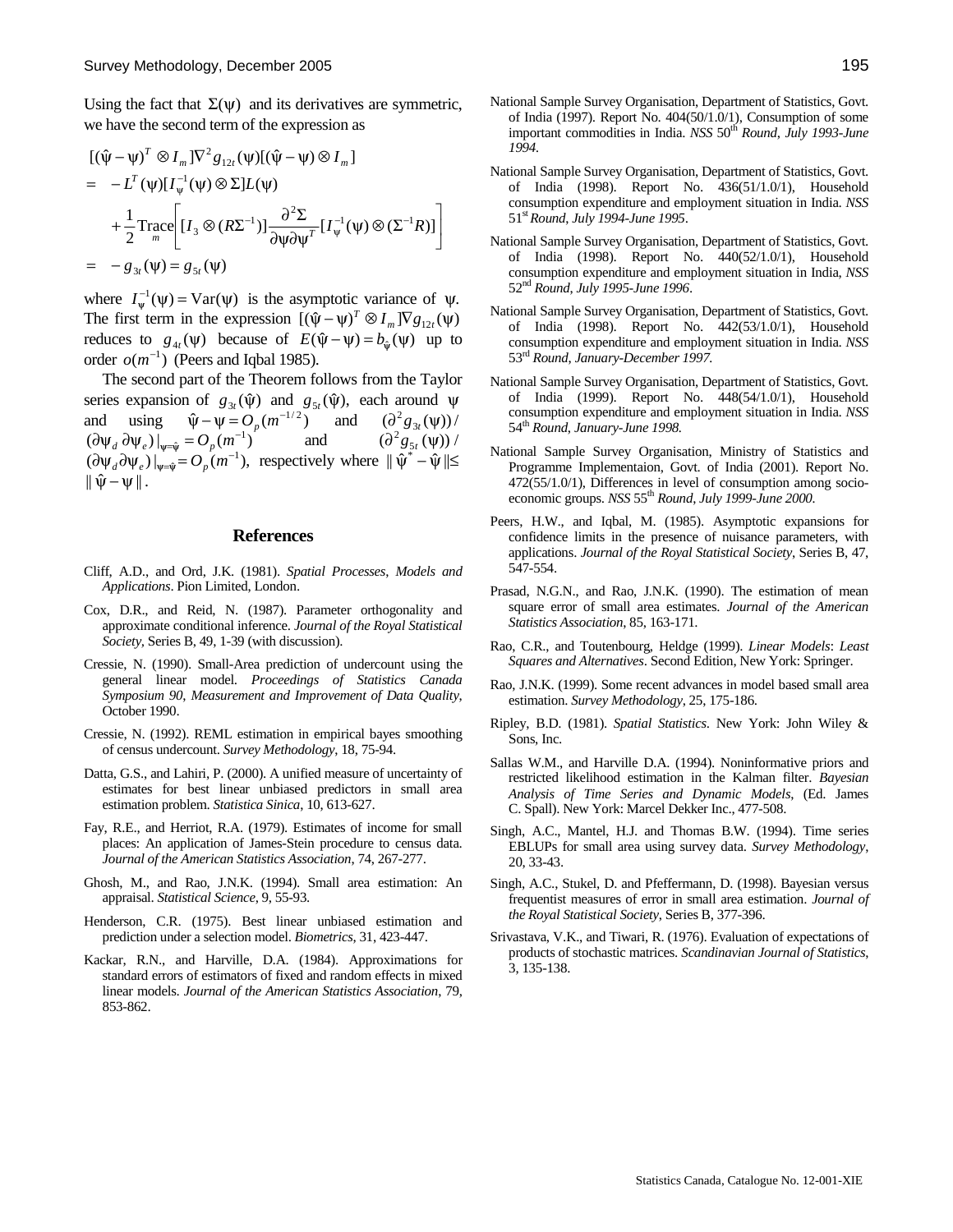Using the fact that $\Sigma(\psi)$ and its derivatives are symmetric, we have the second term of the expression as

$$
\begin{aligned}
&[(\hat{\psi}-\psi)^T \otimes I_m]\nabla^2 g_{12t}(\psi)[(\hat{\psi}-\psi)\otimes I_m] \\
&= \quad -L^T(\psi)[I_\psi^{-1}(\psi)\otimes\Sigma]L(\psi) \\
&\quad + \frac{1}{2}\underset{m}{\text{Trace}}\left[[I_3\otimes(R\Sigma^{-1})]\frac{\partial^2\Sigma}{\partial\psi\partial\psi^T}[I_\psi^{-1}(\psi)\otimes(\Sigma^{-1}R)]\right] \\
&= \quad -g_{3t}(\psi) = g_{5t}(\psi)
\end{aligned}
$$

where $I_\psi^{-1}(\psi) = \text{Var}(\psi)$ is the asymptotic variance of $\psi$. The first term in the expression $[(\hat{\psi}-\psi)^T \otimes I_m]\nabla g_{12t}(\psi)$ reduces to $g_{4t}(\psi)$ because of $E(\hat{\psi}-\psi) = b_{\hat{\psi}}(\psi)$ up to order $o(m^{-1})$ (Peers and Iqbal 1985).

The second part of the Theorem follows from the Taylor series expansion of $g_{3t}(\hat{\psi})$ and $g_{5t}(\hat{\psi})$, each around $\psi$ and using $\hat{\psi}-\psi = O_p(m^{-1/2})$ and $(\partial^2 g_{3t}(\psi))/(\partial\psi_d\,\partial\psi_e)|_{\psi=\hat{\psi}} = O_p(m^{-1})$ and $(\partial^2 g_{5t}(\psi))/(\partial\psi_d\partial\psi_e)|_{\psi=\hat{\psi}} = O_p(m^{-1})$, respectively where $\|\hat{\psi}^* - \hat{\psi}\| \le \|\hat{\psi}-\psi\|$.

## References

Cliff, A.D., and Ord, J.K. (1981). *Spatial Processes, Models and Applications*. Pion Limited, London.

Cox, D.R., and Reid, N. (1987). Parameter orthogonality and approximate conditional inference. *Journal of the Royal Statistical Society*, Series B, 49, 1-39 (with discussion).

Cressie, N. (1990). Small-Area prediction of undercount using the general linear model. *Proceedings of Statistics Canada Symposium 90, Measurement and Improvement of Data Quality*, October 1990.

Cressie, N. (1992). REML estimation in empirical bayes smoothing of census undercount. *Survey Methodology*, 18, 75-94.

Datta, G.S., and Lahiri, P. (2000). A unified measure of uncertainty of estimates for best linear unbiased predictors in small area estimation problem. *Statistica Sinica*, 10, 613-627.

Fay, R.E., and Herriot, R.A. (1979). Estimates of income for small places: An application of James-Stein procedure to census data. *Journal of the American Statistics Association*, 74, 267-277.

Ghosh, M., and Rao, J.N.K. (1994). Small area estimation: An appraisal. *Statistical Science*, 9, 55-93.

Henderson, C.R. (1975). Best linear unbiased estimation and prediction under a selection model. *Biometrics*, 31, 423-447.

Kackar, R.N., and Harville, D.A. (1984). Approximations for standard errors of estimators of fixed and random effects in mixed linear models. *Journal of the American Statistics Association*, 79, 853-862.

National Sample Survey Organisation, Department of Statistics, Govt. of India (1997). Report No. 404(50/1.0/1), Consumption of some important commodities in India. *NSS* 50[th] *Round, July 1993-June 1994*.

National Sample Survey Organisation, Department of Statistics, Govt. of India (1998). Report No. 436(51/1.0/1), Household consumption expenditure and employment situation in India. *NSS* 51[st] *Round, July 1994-June 1995*.

National Sample Survey Organisation, Department of Statistics, Govt. of India (1998). Report No. 440(52/1.0/1), Household consumption expenditure and employment situation in India, *NSS* 52[nd] *Round, July 1995-June 1996*.

National Sample Survey Organisation, Department of Statistics, Govt. of India (1998). Report No. 442(53/1.0/1), Household consumption expenditure and employment situation in India. *NSS* 53[rd] *Round, January-December 1997*.

National Sample Survey Organisation, Department of Statistics, Govt. of India (1999). Report No. 448(54/1.0/1), Household consumption expenditure and employment situation in India. *NSS* 54[th] *Round, January-June 1998*.

National Sample Survey Organisation, Ministry of Statistics and Programme Implementaion, Govt. of India (2001). Report No. 472(55/1.0/1), Differences in level of consumption among socio-economic groups. *NSS* 55[th] *Round, July 1999-June 2000*.

Peers, H.W., and Iqbal, M. (1985). Asymptotic expansions for confidence limits in the presence of nuisance parameters, with applications. *Journal of the Royal Statistical Society*, Series B, 47, 547-554.

Prasad, N.G.N., and Rao, J.N.K. (1990). The estimation of mean square error of small area estimates. *Journal of the American Statistics Association*, 85, 163-171.

Rao, C.R., and Toutenbourg, Heldge (1999). *Linear Models*: *Least Squares and Alternatives*. Second Edition, New York: Springer.

Rao, J.N.K. (1999). Some recent advances in model based small area estimation. *Survey Methodology*, 25, 175-186.

Ripley, B.D. (1981). *Spatial Statistics*. New York: John Wiley & Sons, Inc.

Sallas W.M., and Harville D.A. (1994). Noninformative priors and restricted likelihood estimation in the Kalman filter. *Bayesian Analysis of Time Series and Dynamic Models*, (Ed. James C. Spall). New York: Marcel Dekker Inc., 477-508.

Singh, A.C., Mantel, H.J. and Thomas B.W. (1994). Time series EBLUPs for small area using survey data. *Survey Methodology*, 20, 33-43.

Singh, A.C., Stukel, D. and Pfeffermann, D. (1998). Bayesian versus frequentist measures of error in small area estimation. *Journal of the Royal Statistical Society*, Series B, 377-396.

Srivastava, V.K., and Tiwari, R. (1976). Evaluation of expectations of products of stochastic matrices. *Scandinavian Journal of Statistics*, 3, 135-138.